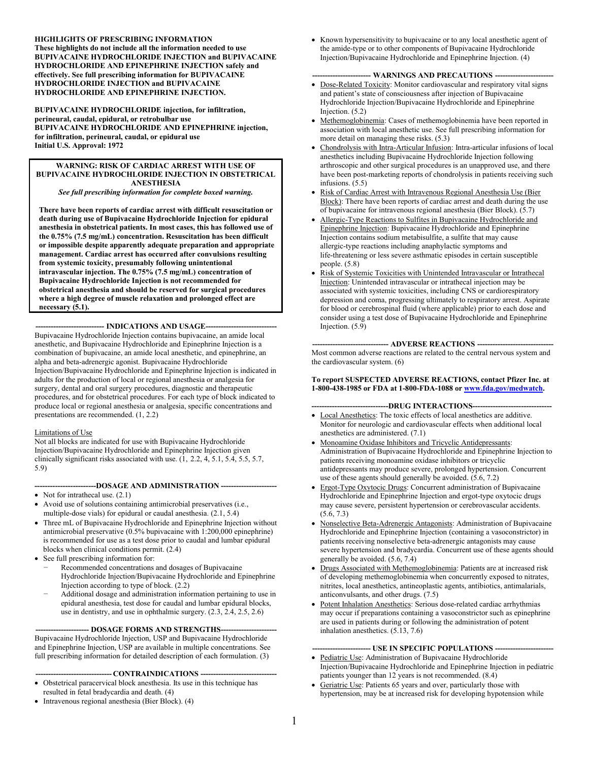**HIGHLIGHTS OF PRESCRIBING INFORMATION**
**These highlights do not include all the information needed to use BUPIVACAINE HYDROCHLORIDE INJECTION and BUPIVACAINE HYDROCHLORIDE AND EPINEPHRINE INJECTION safely and effectively. See full prescribing information for BUPIVACAINE HYDROCHLORIDE INJECTION and BUPIVACAINE HYDROCHLORIDE AND EPINEPHRINE INJECTION.**

**BUPIVACAINE HYDROCHLORIDE injection, for infiltration, perineural, caudal, epidural, or retrobulbar use**
**BUPIVACAINE HYDROCHLORIDE AND EPINEPHRINE injection, for infiltration, perineural, caudal, or epidural use**
**Initial U.S. Approval: 1972**

**WARNING: RISK OF CARDIAC ARREST WITH USE OF BUPIVACAINE HYDROCHLORIDE INJECTION IN OBSTETRICAL ANESTHESIA**
***See full prescribing information for complete boxed warning.***

**There have been reports of cardiac arrest with difficult resuscitation or death during use of Bupivacaine Hydrochloride Injection for epidural anesthesia in obstetrical patients. In most cases, this has followed use of the 0.75% (7.5 mg/mL) concentration. Resuscitation has been difficult or impossible despite apparently adequate preparation and appropriate management. Cardiac arrest has occurred after convulsions resulting from systemic toxicity, presumably following unintentional intravascular injection. The 0.75% (7.5 mg/mL) concentration of Bupivacaine Hydrochloride Injection is not recommended for obstetrical anesthesia and should be reserved for surgical procedures where a high degree of muscle relaxation and prolonged effect are necessary (5.1).**

## INDICATIONS AND USAGE

Bupivacaine Hydrochloride Injection contains bupivacaine, an amide local anesthetic, and Bupivacaine Hydrochloride and Epinephrine Injection is a combination of bupivacaine, an amide local anesthetic, and epinephrine, an alpha and beta-adrenergic agonist. Bupivacaine Hydrochloride Injection/Bupivacaine Hydrochloride and Epinephrine Injection is indicated in adults for the production of local or regional anesthesia or analgesia for surgery, dental and oral surgery procedures, diagnostic and therapeutic procedures, and for obstetrical procedures. For each type of block indicated to produce local or regional anesthesia or analgesia, specific concentrations and presentations are recommended. (1, 2.2)

Limitations of Use
Not all blocks are indicated for use with Bupivacaine Hydrochloride Injection/Bupivacaine Hydrochloride and Epinephrine Injection given clinically significant risks associated with use. (1, 2.2, 4, 5.1, 5.4, 5.5, 5.7, 5.9)

## DOSAGE AND ADMINISTRATION

- Not for intrathecal use. (2.1)
- Avoid use of solutions containing antimicrobial preservatives (i.e., multiple-dose vials) for epidural or caudal anesthesia. (2.1, 5.4)
- Three mL of Bupivacaine Hydrochloride and Epinephrine Injection without antimicrobial preservative (0.5% bupivacaine with 1:200,000 epinephrine) is recommended for use as a test dose prior to caudal and lumbar epidural blocks when clinical conditions permit. (2.4)
- See full prescribing information for:
  - Recommended concentrations and dosages of Bupivacaine Hydrochloride Injection/Bupivacaine Hydrochloride and Epinephrine Injection according to type of block. (2.2)
  - Additional dosage and administration information pertaining to use in epidural anesthesia, test dose for caudal and lumbar epidural blocks, use in dentistry, and use in ophthalmic surgery. (2.3, 2.4, 2.5, 2.6)

## DOSAGE FORMS AND STRENGTHS

Bupivacaine Hydrochloride Injection, USP and Bupivacaine Hydrochloride and Epinephrine Injection, USP are available in multiple concentrations. See full prescribing information for detailed description of each formulation. (3)

## CONTRAINDICATIONS

- Obstetrical paracervical block anesthesia. Its use in this technique has resulted in fetal bradycardia and death. (4)
- Intravenous regional anesthesia (Bier Block). (4)
- Known hypersensitivity to bupivacaine or to any local anesthetic agent of the amide-type or to other components of Bupivacaine Hydrochloride Injection/Bupivacaine Hydrochloride and Epinephrine Injection. (4)

## WARNINGS AND PRECAUTIONS

- Dose-Related Toxicity: Monitor cardiovascular and respiratory vital signs and patient's state of consciousness after injection of Bupivacaine Hydrochloride Injection/Bupivacaine Hydrochloride and Epinephrine Injection. (5.2)
- Methemoglobinemia: Cases of methemoglobinemia have been reported in association with local anesthetic use. See full prescribing information for more detail on managing these risks. (5.3)
- Chondrolysis with Intra-Articular Infusion: Intra-articular infusions of local anesthetics including Bupivacaine Hydrochloride Injection following arthroscopic and other surgical procedures is an unapproved use, and there have been post-marketing reports of chondrolysis in patients receiving such infusions. (5.5)
- Risk of Cardiac Arrest with Intravenous Regional Anesthesia Use (Bier Block): There have been reports of cardiac arrest and death during the use of bupivacaine for intravenous regional anesthesia (Bier Block). (5.7)
- Allergic-Type Reactions to Sulfites in Bupivacaine Hydrochloride and Epinephrine Injection: Bupivacaine Hydrochloride and Epinephrine Injection contains sodium metabisulfite, a sulfite that may cause allergic-type reactions including anaphylactic symptoms and life-threatening or less severe asthmatic episodes in certain susceptible people. (5.8)
- Risk of Systemic Toxicities with Unintended Intravascular or Intrathecal Injection: Unintended intravascular or intrathecal injection may be associated with systemic toxicities, including CNS or cardiorespiratory depression and coma, progressing ultimately to respiratory arrest. Aspirate for blood or cerebrospinal fluid (where applicable) prior to each dose and consider using a test dose of Bupivacaine Hydrochloride and Epinephrine Injection. (5.9)

## ADVERSE REACTIONS

Most common adverse reactions are related to the central nervous system and the cardiovascular system. (6)

**To report SUSPECTED ADVERSE REACTIONS, contact Pfizer Inc. at 1-800-438-1985 or FDA at 1-800-FDA-1088 or www.fda.gov/medwatch.**

## DRUG INTERACTIONS

- Local Anesthetics: The toxic effects of local anesthetics are additive. Monitor for neurologic and cardiovascular effects when additional local anesthetics are administered. (7.1)
- Monoamine Oxidase Inhibitors and Tricyclic Antidepressants: Administration of Bupivacaine Hydrochloride and Epinephrine Injection to patients receiving monoamine oxidase inhibitors or tricyclic antidepressants may produce severe, prolonged hypertension. Concurrent use of these agents should generally be avoided. (5.6, 7.2)
- Ergot-Type Oxytocic Drugs: Concurrent administration of Bupivacaine Hydrochloride and Epinephrine Injection and ergot-type oxytocic drugs may cause severe, persistent hypertension or cerebrovascular accidents. (5.6, 7.3)
- Nonselective Beta-Adrenergic Antagonists: Administration of Bupivacaine Hydrochloride and Epinephrine Injection (containing a vasoconstrictor) in patients receiving nonselective beta-adrenergic antagonists may cause severe hypertension and bradycardia. Concurrent use of these agents should generally be avoided. (5.6, 7.4)
- Drugs Associated with Methemoglobinemia: Patients are at increased risk of developing methemoglobinemia when concurrently exposed to nitrates, nitrites, local anesthetics, antineoplastic agents, antibiotics, antimalarials, anticonvulsants, and other drugs. (7.5)
- Potent Inhalation Anesthetics: Serious dose-related cardiac arrhythmias may occur if preparations containing a vasoconstrictor such as epinephrine are used in patients during or following the administration of potent inhalation anesthetics. (5.13, 7.6)

## USE IN SPECIFIC POPULATIONS

- Pediatric Use: Administration of Bupivacaine Hydrochloride Injection/Bupivacaine Hydrochloride and Epinephrine Injection in pediatric patients younger than 12 years is not recommended. (8.4)
- Geriatric Use: Patients 65 years and over, particularly those with hypertension, may be at increased risk for developing hypotension while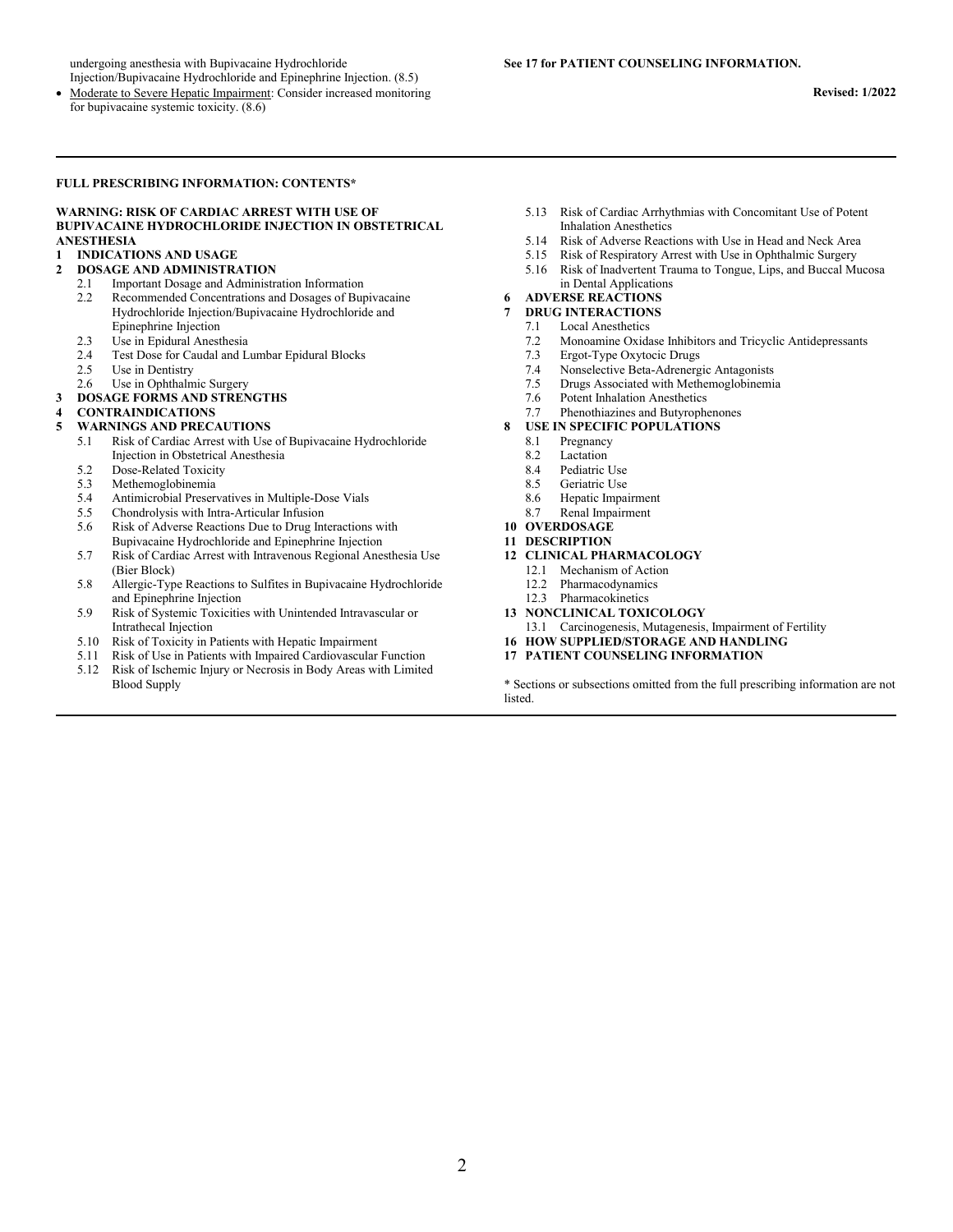undergoing anesthesia with Bupivacaine Hydrochloride Injection/Bupivacaine Hydrochloride and Epinephrine Injection. (8.5)

- Moderate to Severe Hepatic Impairment: Consider increased monitoring for bupivacaine systemic toxicity. (8.6)

**See 17 for PATIENT COUNSELING INFORMATION.**

**Revised: 1/2022**

---

**FULL PRESCRIBING INFORMATION: CONTENTS***

**WARNING: RISK OF CARDIAC ARREST WITH USE OF BUPIVACAINE HYDROCHLORIDE INJECTION IN OBSTETRICAL ANESTHESIA**

**1 INDICATIONS AND USAGE**

**2 DOSAGE AND ADMINISTRATION**
- 2.1 Important Dosage and Administration Information
- 2.2 Recommended Concentrations and Dosages of Bupivacaine Hydrochloride Injection/Bupivacaine Hydrochloride and Epinephrine Injection
- 2.3 Use in Epidural Anesthesia
- 2.4 Test Dose for Caudal and Lumbar Epidural Blocks
- 2.5 Use in Dentistry
- 2.6 Use in Ophthalmic Surgery

**3 DOSAGE FORMS AND STRENGTHS**

**4 CONTRAINDICATIONS**

**5 WARNINGS AND PRECAUTIONS**
- 5.1 Risk of Cardiac Arrest with Use of Bupivacaine Hydrochloride Injection in Obstetrical Anesthesia
- 5.2 Dose-Related Toxicity
- 5.3 Methemoglobinemia
- 5.4 Antimicrobial Preservatives in Multiple-Dose Vials
- 5.5 Chondrolysis with Intra-Articular Infusion
- 5.6 Risk of Adverse Reactions Due to Drug Interactions with Bupivacaine Hydrochloride and Epinephrine Injection
- 5.7 Risk of Cardiac Arrest with Intravenous Regional Anesthesia Use (Bier Block)
- 5.8 Allergic-Type Reactions to Sulfites in Bupivacaine Hydrochloride and Epinephrine Injection
- 5.9 Risk of Systemic Toxicities with Unintended Intravascular or Intrathecal Injection
- 5.10 Risk of Toxicity in Patients with Hepatic Impairment
- 5.11 Risk of Use in Patients with Impaired Cardiovascular Function
- 5.12 Risk of Ischemic Injury or Necrosis in Body Areas with Limited Blood Supply
- 5.13 Risk of Cardiac Arrhythmias with Concomitant Use of Potent Inhalation Anesthetics
- 5.14 Risk of Adverse Reactions with Use in Head and Neck Area
- 5.15 Risk of Respiratory Arrest with Use in Ophthalmic Surgery
- 5.16 Risk of Inadvertent Trauma to Tongue, Lips, and Buccal Mucosa in Dental Applications

**6 ADVERSE REACTIONS**

**7 DRUG INTERACTIONS**
- 7.1 Local Anesthetics
- 7.2 Monoamine Oxidase Inhibitors and Tricyclic Antidepressants
- 7.3 Ergot-Type Oxytocic Drugs
- 7.4 Nonselective Beta-Adrenergic Antagonists
- 7.5 Drugs Associated with Methemoglobinemia
- 7.6 Potent Inhalation Anesthetics
- 7.7 Phenothiazines and Butyrophenones

**8 USE IN SPECIFIC POPULATIONS**
- 8.1 Pregnancy
- 8.2 Lactation
- 8.4 Pediatric Use
- 8.5 Geriatric Use
- 8.6 Hepatic Impairment
- 8.7 Renal Impairment

**10 OVERDOSAGE**

**11 DESCRIPTION**

**12 CLINICAL PHARMACOLOGY**
- 12.1 Mechanism of Action
- 12.2 Pharmacodynamics
- 12.3 Pharmacokinetics

**13 NONCLINICAL TOXICOLOGY**
- 13.1 Carcinogenesis, Mutagenesis, Impairment of Fertility

**16 HOW SUPPLIED/STORAGE AND HANDLING**

**17 PATIENT COUNSELING INFORMATION**

\* Sections or subsections omitted from the full prescribing information are not listed.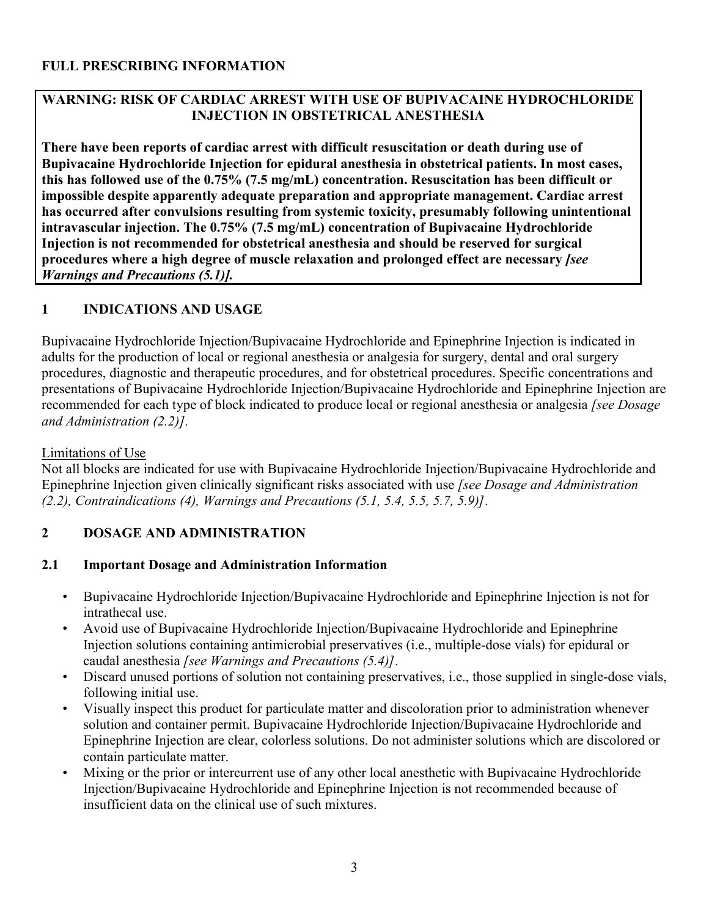# FULL PRESCRIBING INFORMATION

**WARNING: RISK OF CARDIAC ARREST WITH USE OF BUPIVACAINE HYDROCHLORIDE INJECTION IN OBSTETRICAL ANESTHESIA**

**There have been reports of cardiac arrest with difficult resuscitation or death during use of Bupivacaine Hydrochloride Injection for epidural anesthesia in obstetrical patients. In most cases, this has followed use of the 0.75% (7.5 mg/mL) concentration. Resuscitation has been difficult or impossible despite apparently adequate preparation and appropriate management. Cardiac arrest has occurred after convulsions resulting from systemic toxicity, presumably following unintentional intravascular injection. The 0.75% (7.5 mg/mL) concentration of Bupivacaine Hydrochloride Injection is not recommended for obstetrical anesthesia and should be reserved for surgical procedures where a high degree of muscle relaxation and prolonged effect are necessary *[see Warnings and Precautions (5.1)].***

## 1 INDICATIONS AND USAGE

Bupivacaine Hydrochloride Injection/Bupivacaine Hydrochloride and Epinephrine Injection is indicated in adults for the production of local or regional anesthesia or analgesia for surgery, dental and oral surgery procedures, diagnostic and therapeutic procedures, and for obstetrical procedures. Specific concentrations and presentations of Bupivacaine Hydrochloride Injection/Bupivacaine Hydrochloride and Epinephrine Injection are recommended for each type of block indicated to produce local or regional anesthesia or analgesia *[see Dosage and Administration (2.2)].*

Limitations of Use

Not all blocks are indicated for use with Bupivacaine Hydrochloride Injection/Bupivacaine Hydrochloride and Epinephrine Injection given clinically significant risks associated with use *[see Dosage and Administration (2.2), Contraindications (4), Warnings and Precautions (5.1, 5.4, 5.5, 5.7, 5.9)]*.

## 2 DOSAGE AND ADMINISTRATION

### 2.1 Important Dosage and Administration Information

- Bupivacaine Hydrochloride Injection/Bupivacaine Hydrochloride and Epinephrine Injection is not for intrathecal use.
- Avoid use of Bupivacaine Hydrochloride Injection/Bupivacaine Hydrochloride and Epinephrine Injection solutions containing antimicrobial preservatives (i.e., multiple-dose vials) for epidural or caudal anesthesia *[see Warnings and Precautions (5.4)]*.
- Discard unused portions of solution not containing preservatives, i.e., those supplied in single-dose vials, following initial use.
- Visually inspect this product for particulate matter and discoloration prior to administration whenever solution and container permit. Bupivacaine Hydrochloride Injection/Bupivacaine Hydrochloride and Epinephrine Injection are clear, colorless solutions. Do not administer solutions which are discolored or contain particulate matter.
- Mixing or the prior or intercurrent use of any other local anesthetic with Bupivacaine Hydrochloride Injection/Bupivacaine Hydrochloride and Epinephrine Injection is not recommended because of insufficient data on the clinical use of such mixtures.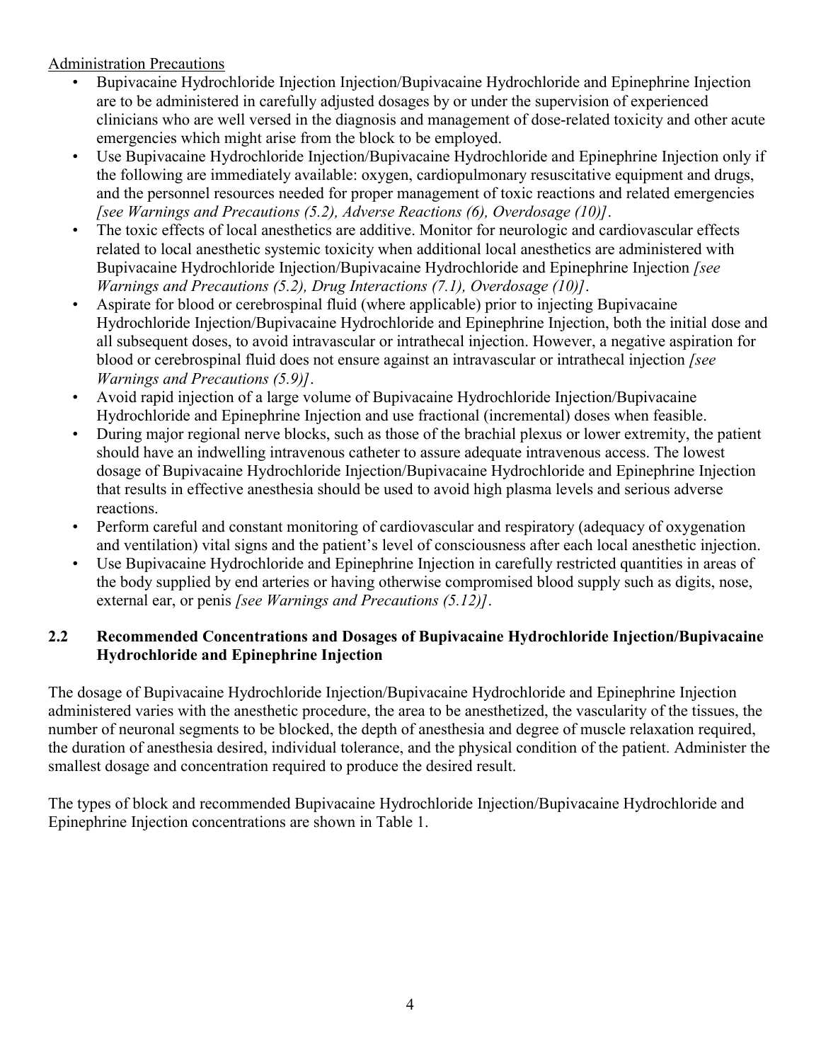<u>Administration Precautions</u>

- Bupivacaine Hydrochloride Injection Injection/Bupivacaine Hydrochloride and Epinephrine Injection are to be administered in carefully adjusted dosages by or under the supervision of experienced clinicians who are well versed in the diagnosis and management of dose-related toxicity and other acute emergencies which might arise from the block to be employed.
- Use Bupivacaine Hydrochloride Injection/Bupivacaine Hydrochloride and Epinephrine Injection only if the following are immediately available: oxygen, cardiopulmonary resuscitative equipment and drugs, and the personnel resources needed for proper management of toxic reactions and related emergencies *[see Warnings and Precautions (5.2), Adverse Reactions (6), Overdosage (10)]*.
- The toxic effects of local anesthetics are additive. Monitor for neurologic and cardiovascular effects related to local anesthetic systemic toxicity when additional local anesthetics are administered with Bupivacaine Hydrochloride Injection/Bupivacaine Hydrochloride and Epinephrine Injection *[see Warnings and Precautions (5.2), Drug Interactions (7.1), Overdosage (10)]*.
- Aspirate for blood or cerebrospinal fluid (where applicable) prior to injecting Bupivacaine Hydrochloride Injection/Bupivacaine Hydrochloride and Epinephrine Injection, both the initial dose and all subsequent doses, to avoid intravascular or intrathecal injection. However, a negative aspiration for blood or cerebrospinal fluid does not ensure against an intravascular or intrathecal injection *[see Warnings and Precautions (5.9)]*.
- Avoid rapid injection of a large volume of Bupivacaine Hydrochloride Injection/Bupivacaine Hydrochloride and Epinephrine Injection and use fractional (incremental) doses when feasible.
- During major regional nerve blocks, such as those of the brachial plexus or lower extremity, the patient should have an indwelling intravenous catheter to assure adequate intravenous access. The lowest dosage of Bupivacaine Hydrochloride Injection/Bupivacaine Hydrochloride and Epinephrine Injection that results in effective anesthesia should be used to avoid high plasma levels and serious adverse reactions.
- Perform careful and constant monitoring of cardiovascular and respiratory (adequacy of oxygenation and ventilation) vital signs and the patient's level of consciousness after each local anesthetic injection.
- Use Bupivacaine Hydrochloride and Epinephrine Injection in carefully restricted quantities in areas of the body supplied by end arteries or having otherwise compromised blood supply such as digits, nose, external ear, or penis *[see Warnings and Precautions (5.12)]*.

## 2.2 Recommended Concentrations and Dosages of Bupivacaine Hydrochloride Injection/Bupivacaine Hydrochloride and Epinephrine Injection

The dosage of Bupivacaine Hydrochloride Injection/Bupivacaine Hydrochloride and Epinephrine Injection administered varies with the anesthetic procedure, the area to be anesthetized, the vascularity of the tissues, the number of neuronal segments to be blocked, the depth of anesthesia and degree of muscle relaxation required, the duration of anesthesia desired, individual tolerance, and the physical condition of the patient. Administer the smallest dosage and concentration required to produce the desired result.

The types of block and recommended Bupivacaine Hydrochloride Injection/Bupivacaine Hydrochloride and Epinephrine Injection concentrations are shown in Table 1.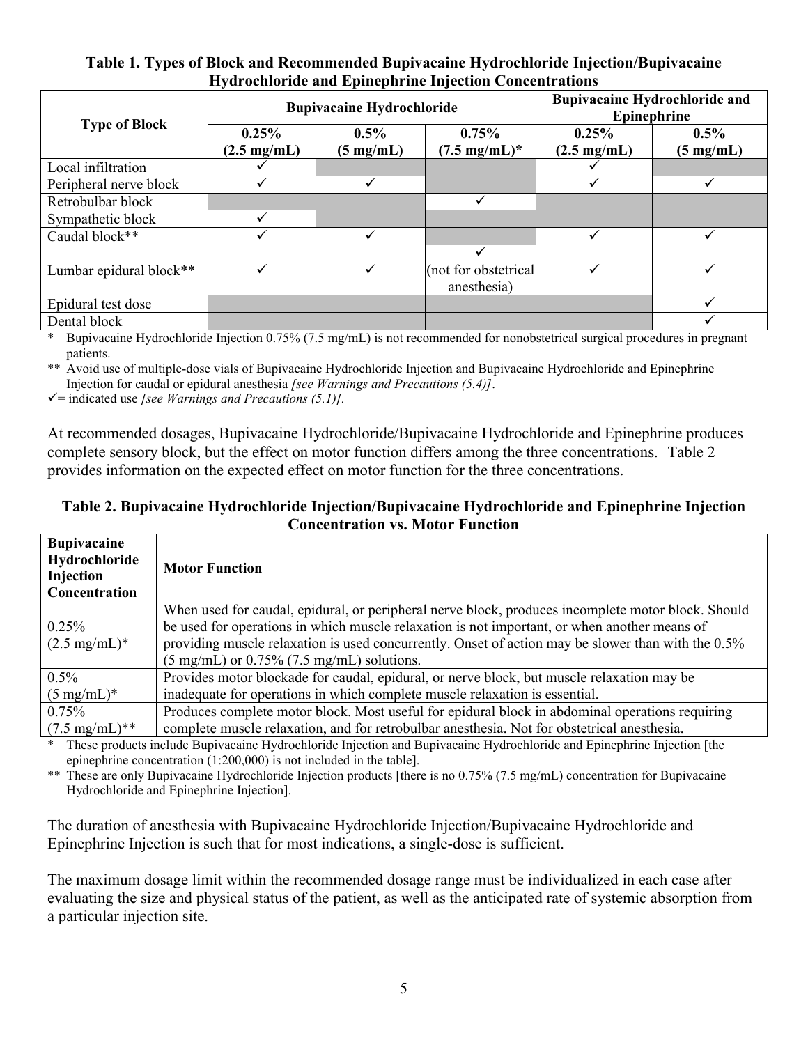**Table 1. Types of Block and Recommended Bupivacaine Hydrochloride Injection/Bupivacaine Hydrochloride and Epinephrine Injection Concentrations**

| Type of Block | Bupivacaine Hydrochloride | | | Bupivacaine Hydrochloride and Epinephrine | |
|---|---|---|---|---|---|
| | **0.25% (2.5 mg/mL)** | **0.5% (5 mg/mL)** | **0.75% (7.5 mg/mL)*** | **0.25% (2.5 mg/mL)** | **0.5% (5 mg/mL)** |
| Local infiltration | ✓ | | | ✓ | |
| Peripheral nerve block | ✓ | ✓ | | ✓ | ✓ |
| Retrobulbar block | | | ✓ | | |
| Sympathetic block | ✓ | | | | |
| Caudal block** | ✓ | ✓ | | ✓ | ✓ |
| Lumbar epidural block** | ✓ | ✓ | ✓ (not for obstetrical anesthesia) | ✓ | ✓ |
| Epidural test dose | | | | | ✓ |
| Dental block | | | | | ✓ |

\* Bupivacaine Hydrochloride Injection 0.75% (7.5 mg/mL) is not recommended for nonobstetrical surgical procedures in pregnant patients.

** Avoid use of multiple-dose vials of Bupivacaine Hydrochloride Injection and Bupivacaine Hydrochloride and Epinephrine Injection for caudal or epidural anesthesia *[see Warnings and Precautions (5.4)]*.

✓= indicated use *[see Warnings and Precautions (5.1)]*.

At recommended dosages, Bupivacaine Hydrochloride/Bupivacaine Hydrochloride and Epinephrine produces complete sensory block, but the effect on motor function differs among the three concentrations. Table 2 provides information on the expected effect on motor function for the three concentrations.

**Table 2. Bupivacaine Hydrochloride Injection/Bupivacaine Hydrochloride and Epinephrine Injection Concentration vs. Motor Function**

| Bupivacaine Hydrochloride Injection Concentration | Motor Function |
|---|---|
| 0.25% (2.5 mg/mL)* | When used for caudal, epidural, or peripheral nerve block, produces incomplete motor block. Should be used for operations in which muscle relaxation is not important, or when another means of providing muscle relaxation is used concurrently. Onset of action may be slower than with the 0.5% (5 mg/mL) or 0.75% (7.5 mg/mL) solutions. |
| 0.5% (5 mg/mL)* | Provides motor blockade for caudal, epidural, or nerve block, but muscle relaxation may be inadequate for operations in which complete muscle relaxation is essential. |
| 0.75% (7.5 mg/mL)** | Produces complete motor block. Most useful for epidural block in abdominal operations requiring complete muscle relaxation, and for retrobulbar anesthesia. Not for obstetrical anesthesia. |

\* These products include Bupivacaine Hydrochloride Injection and Bupivacaine Hydrochloride and Epinephrine Injection [the epinephrine concentration (1:200,000) is not included in the table].

** These are only Bupivacaine Hydrochloride Injection products [there is no 0.75% (7.5 mg/mL) concentration for Bupivacaine Hydrochloride and Epinephrine Injection].

The duration of anesthesia with Bupivacaine Hydrochloride Injection/Bupivacaine Hydrochloride and Epinephrine Injection is such that for most indications, a single-dose is sufficient.

The maximum dosage limit within the recommended dosage range must be individualized in each case after evaluating the size and physical status of the patient, as well as the anticipated rate of systemic absorption from a particular injection site.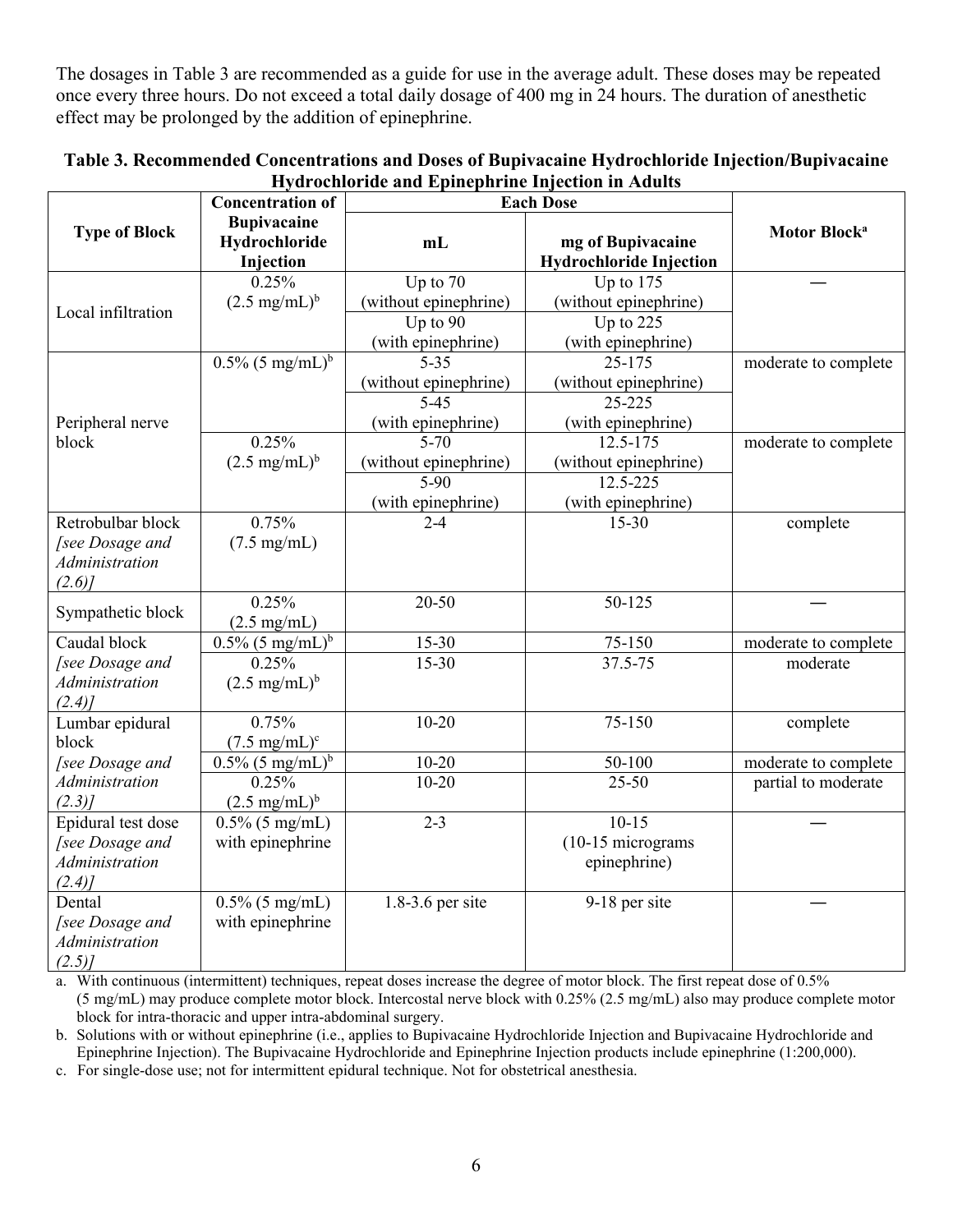The dosages in Table 3 are recommended as a guide for use in the average adult. These doses may be repeated once every three hours. Do not exceed a total daily dosage of 400 mg in 24 hours. The duration of anesthetic effect may be prolonged by the addition of epinephrine.

**Table 3. Recommended Concentrations and Doses of Bupivacaine Hydrochloride Injection/Bupivacaine Hydrochloride and Epinephrine Injection in Adults**

| Type of Block | Concentration of Bupivacaine Hydrochloride Injection | Each Dose | | Motor Block[a] |
|---|---|---|---|---|
| | | mL | mg of Bupivacaine Hydrochloride Injection | |
| Local infiltration | 0.25% (2.5 mg/mL)[b] | Up to 70 (without epinephrine) | Up to 175 (without epinephrine) | — |
| | | Up to 90 (with epinephrine) | Up to 225 (with epinephrine) | |
| Peripheral nerve block | 0.5% (5 mg/mL)[b] | 5-35 (without epinephrine) | 25-175 (without epinephrine) | moderate to complete |
| | | 5-45 (with epinephrine) | 25-225 (with epinephrine) | |
| | 0.25% (2.5 mg/mL)[b] | 5-70 (without epinephrine) | 12.5-175 (without epinephrine) | moderate to complete |
| | | 5-90 (with epinephrine) | 12.5-225 (with epinephrine) | |
| Retrobulbar block *[see Dosage and Administration (2.6)]* | 0.75% (7.5 mg/mL) | 2-4 | 15-30 | complete |
| Sympathetic block | 0.25% (2.5 mg/mL) | 20-50 | 50-125 | — |
| Caudal block *[see Dosage and Administration (2.4)]* | 0.5% (5 mg/mL)[b] | 15-30 | 75-150 | moderate to complete |
| | 0.25% (2.5 mg/mL)[b] | 15-30 | 37.5-75 | moderate |
| Lumbar epidural block *[see Dosage and Administration (2.3)]* | 0.75% (7.5 mg/mL)[c] | 10-20 | 75-150 | complete |
| | 0.5% (5 mg/mL)[b] | 10-20 | 50-100 | moderate to complete |
| | 0.25% (2.5 mg/mL)[b] | 10-20 | 25-50 | partial to moderate |
| Epidural test dose *[see Dosage and Administration (2.4)]* | 0.5% (5 mg/mL) with epinephrine | 2-3 | 10-15 (10-15 micrograms epinephrine) | — |
| Dental *[see Dosage and Administration (2.5)]* | 0.5% (5 mg/mL) with epinephrine | 1.8-3.6 per site | 9-18 per site | — |

a. With continuous (intermittent) techniques, repeat doses increase the degree of motor block. The first repeat dose of 0.5% (5 mg/mL) may produce complete motor block. Intercostal nerve block with 0.25% (2.5 mg/mL) also may produce complete motor block for intra-thoracic and upper intra-abdominal surgery.

b. Solutions with or without epinephrine (i.e., applies to Bupivacaine Hydrochloride Injection and Bupivacaine Hydrochloride and Epinephrine Injection). The Bupivacaine Hydrochloride and Epinephrine Injection products include epinephrine (1:200,000).

c. For single-dose use; not for intermittent epidural technique. Not for obstetrical anesthesia.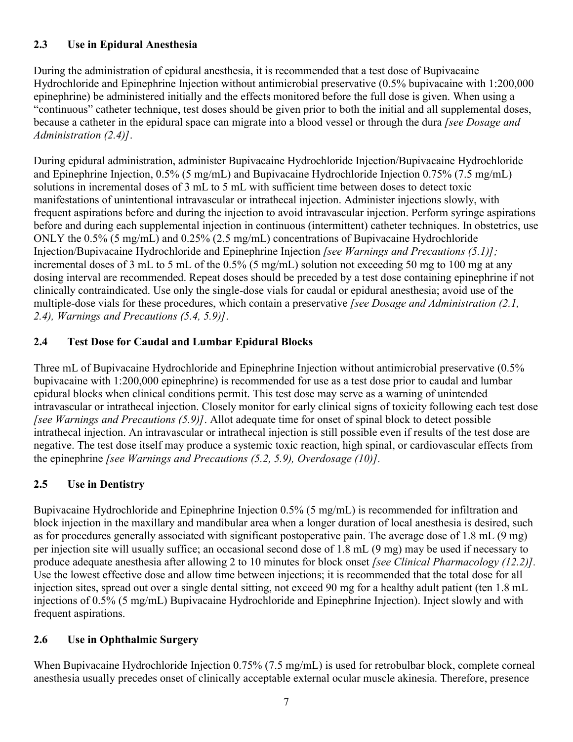### 2.3 Use in Epidural Anesthesia

During the administration of epidural anesthesia, it is recommended that a test dose of Bupivacaine Hydrochloride and Epinephrine Injection without antimicrobial preservative (0.5% bupivacaine with 1:200,000 epinephrine) be administered initially and the effects monitored before the full dose is given. When using a "continuous" catheter technique, test doses should be given prior to both the initial and all supplemental doses, because a catheter in the epidural space can migrate into a blood vessel or through the dura *[see Dosage and Administration (2.4)]*.

During epidural administration, administer Bupivacaine Hydrochloride Injection/Bupivacaine Hydrochloride and Epinephrine Injection, 0.5% (5 mg/mL) and Bupivacaine Hydrochloride Injection 0.75% (7.5 mg/mL) solutions in incremental doses of 3 mL to 5 mL with sufficient time between doses to detect toxic manifestations of unintentional intravascular or intrathecal injection. Administer injections slowly, with frequent aspirations before and during the injection to avoid intravascular injection. Perform syringe aspirations before and during each supplemental injection in continuous (intermittent) catheter techniques. In obstetrics, use ONLY the 0.5% (5 mg/mL) and 0.25% (2.5 mg/mL) concentrations of Bupivacaine Hydrochloride Injection/Bupivacaine Hydrochloride and Epinephrine Injection *[see Warnings and Precautions (5.1)];* incremental doses of 3 mL to 5 mL of the 0.5% (5 mg/mL) solution not exceeding 50 mg to 100 mg at any dosing interval are recommended. Repeat doses should be preceded by a test dose containing epinephrine if not clinically contraindicated. Use only the single-dose vials for caudal or epidural anesthesia; avoid use of the multiple-dose vials for these procedures, which contain a preservative *[see Dosage and Administration (2.1, 2.4), Warnings and Precautions (5.4, 5.9)]*.

### 2.4 Test Dose for Caudal and Lumbar Epidural Blocks

Three mL of Bupivacaine Hydrochloride and Epinephrine Injection without antimicrobial preservative (0.5% bupivacaine with 1:200,000 epinephrine) is recommended for use as a test dose prior to caudal and lumbar epidural blocks when clinical conditions permit. This test dose may serve as a warning of unintended intravascular or intrathecal injection. Closely monitor for early clinical signs of toxicity following each test dose *[see Warnings and Precautions (5.9)]*. Allot adequate time for onset of spinal block to detect possible intrathecal injection. An intravascular or intrathecal injection is still possible even if results of the test dose are negative. The test dose itself may produce a systemic toxic reaction, high spinal, or cardiovascular effects from the epinephrine *[see Warnings and Precautions (5.2, 5.9), Overdosage (10)]*.

### 2.5 Use in Dentistry

Bupivacaine Hydrochloride and Epinephrine Injection 0.5% (5 mg/mL) is recommended for infiltration and block injection in the maxillary and mandibular area when a longer duration of local anesthesia is desired, such as for procedures generally associated with significant postoperative pain. The average dose of 1.8 mL (9 mg) per injection site will usually suffice; an occasional second dose of 1.8 mL (9 mg) may be used if necessary to produce adequate anesthesia after allowing 2 to 10 minutes for block onset *[see Clinical Pharmacology (12.2)]*. Use the lowest effective dose and allow time between injections; it is recommended that the total dose for all injection sites, spread out over a single dental sitting, not exceed 90 mg for a healthy adult patient (ten 1.8 mL injections of 0.5% (5 mg/mL) Bupivacaine Hydrochloride and Epinephrine Injection). Inject slowly and with frequent aspirations.

### 2.6 Use in Ophthalmic Surgery

When Bupivacaine Hydrochloride Injection 0.75% (7.5 mg/mL) is used for retrobulbar block, complete corneal anesthesia usually precedes onset of clinically acceptable external ocular muscle akinesia. Therefore, presence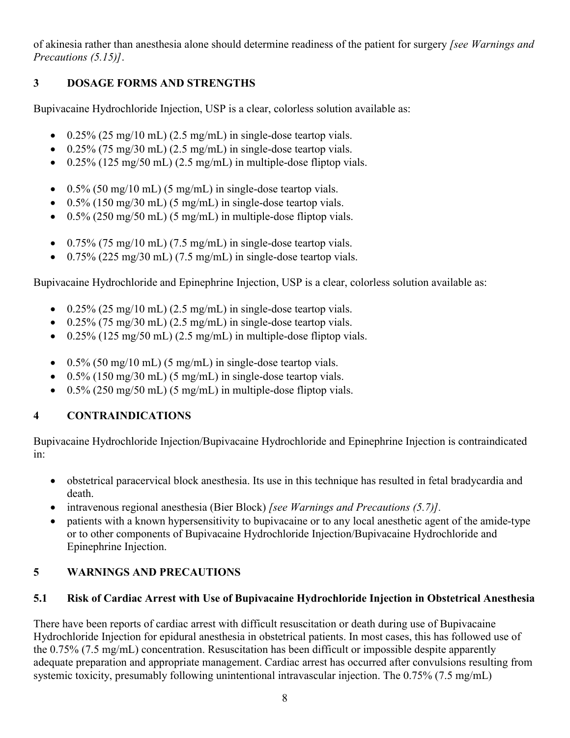of akinesia rather than anesthesia alone should determine readiness of the patient for surgery *[see Warnings and Precautions (5.15)]*.

## 3 DOSAGE FORMS AND STRENGTHS

Bupivacaine Hydrochloride Injection, USP is a clear, colorless solution available as:

- 0.25% (25 mg/10 mL) (2.5 mg/mL) in single-dose teartop vials.
- 0.25% (75 mg/30 mL) (2.5 mg/mL) in single-dose teartop vials.
- 0.25% (125 mg/50 mL) (2.5 mg/mL) in multiple-dose fliptop vials.

- 0.5% (50 mg/10 mL) (5 mg/mL) in single-dose teartop vials.
- 0.5% (150 mg/30 mL) (5 mg/mL) in single-dose teartop vials.
- 0.5% (250 mg/50 mL) (5 mg/mL) in multiple-dose fliptop vials.

- 0.75% (75 mg/10 mL) (7.5 mg/mL) in single-dose teartop vials.
- 0.75% (225 mg/30 mL) (7.5 mg/mL) in single-dose teartop vials.

Bupivacaine Hydrochloride and Epinephrine Injection, USP is a clear, colorless solution available as:

- 0.25% (25 mg/10 mL) (2.5 mg/mL) in single-dose teartop vials.
- 0.25% (75 mg/30 mL) (2.5 mg/mL) in single-dose teartop vials.
- 0.25% (125 mg/50 mL) (2.5 mg/mL) in multiple-dose fliptop vials.

- 0.5% (50 mg/10 mL) (5 mg/mL) in single-dose teartop vials.
- 0.5% (150 mg/30 mL) (5 mg/mL) in single-dose teartop vials.
- 0.5% (250 mg/50 mL) (5 mg/mL) in multiple-dose fliptop vials.

## 4 CONTRAINDICATIONS

Bupivacaine Hydrochloride Injection/Bupivacaine Hydrochloride and Epinephrine Injection is contraindicated in:

- obstetrical paracervical block anesthesia. Its use in this technique has resulted in fetal bradycardia and death.
- intravenous regional anesthesia (Bier Block) *[see Warnings and Precautions (5.7)]*.
- patients with a known hypersensitivity to bupivacaine or to any local anesthetic agent of the amide-type or to other components of Bupivacaine Hydrochloride Injection/Bupivacaine Hydrochloride and Epinephrine Injection.

## 5 WARNINGS AND PRECAUTIONS

### 5.1 Risk of Cardiac Arrest with Use of Bupivacaine Hydrochloride Injection in Obstetrical Anesthesia

There have been reports of cardiac arrest with difficult resuscitation or death during use of Bupivacaine Hydrochloride Injection for epidural anesthesia in obstetrical patients. In most cases, this has followed use of the 0.75% (7.5 mg/mL) concentration. Resuscitation has been difficult or impossible despite apparently adequate preparation and appropriate management. Cardiac arrest has occurred after convulsions resulting from systemic toxicity, presumably following unintentional intravascular injection. The 0.75% (7.5 mg/mL)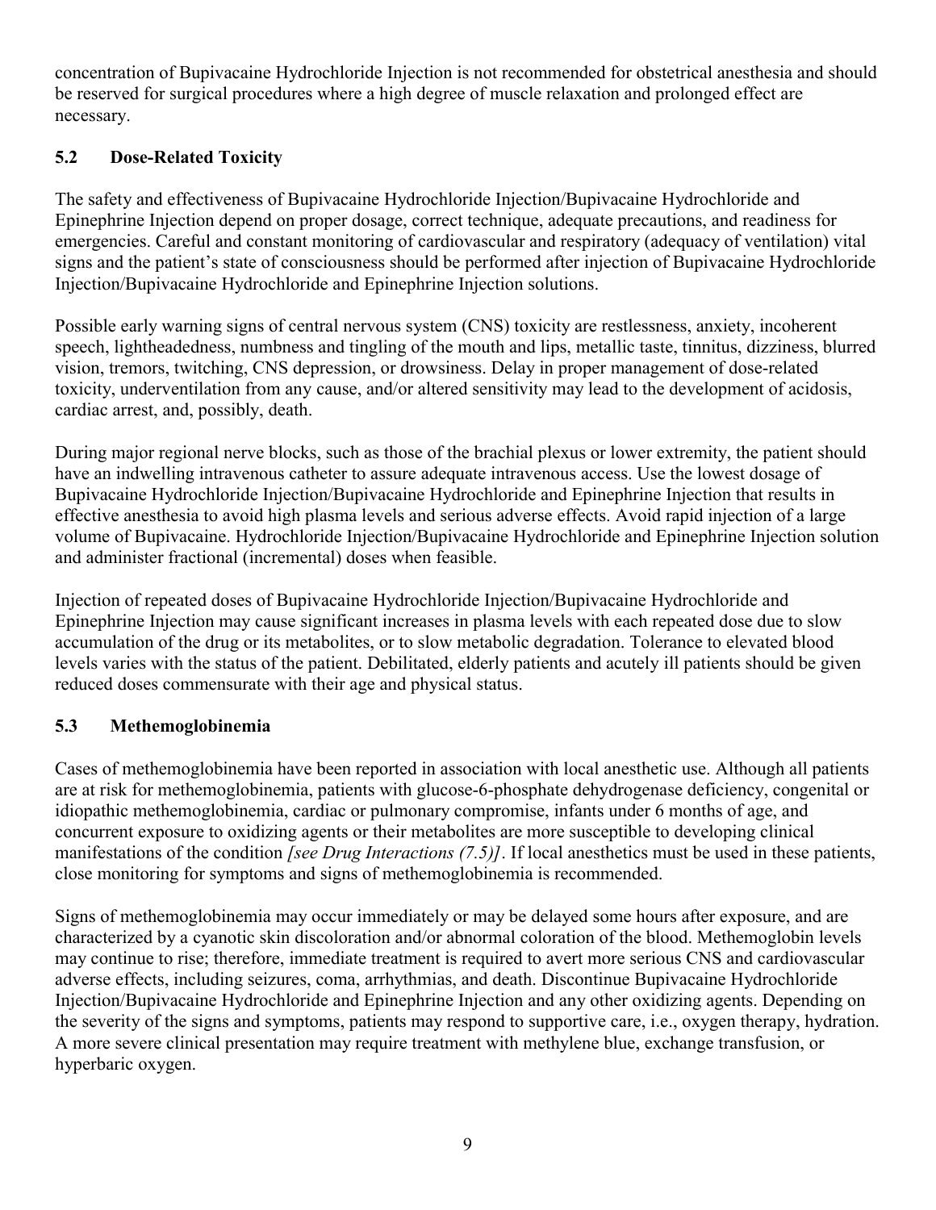concentration of Bupivacaine Hydrochloride Injection is not recommended for obstetrical anesthesia and should be reserved for surgical procedures where a high degree of muscle relaxation and prolonged effect are necessary.

## 5.2 Dose-Related Toxicity

The safety and effectiveness of Bupivacaine Hydrochloride Injection/Bupivacaine Hydrochloride and Epinephrine Injection depend on proper dosage, correct technique, adequate precautions, and readiness for emergencies. Careful and constant monitoring of cardiovascular and respiratory (adequacy of ventilation) vital signs and the patient's state of consciousness should be performed after injection of Bupivacaine Hydrochloride Injection/Bupivacaine Hydrochloride and Epinephrine Injection solutions.

Possible early warning signs of central nervous system (CNS) toxicity are restlessness, anxiety, incoherent speech, lightheadedness, numbness and tingling of the mouth and lips, metallic taste, tinnitus, dizziness, blurred vision, tremors, twitching, CNS depression, or drowsiness. Delay in proper management of dose-related toxicity, underventilation from any cause, and/or altered sensitivity may lead to the development of acidosis, cardiac arrest, and, possibly, death.

During major regional nerve blocks, such as those of the brachial plexus or lower extremity, the patient should have an indwelling intravenous catheter to assure adequate intravenous access. Use the lowest dosage of Bupivacaine Hydrochloride Injection/Bupivacaine Hydrochloride and Epinephrine Injection that results in effective anesthesia to avoid high plasma levels and serious adverse effects. Avoid rapid injection of a large volume of Bupivacaine. Hydrochloride Injection/Bupivacaine Hydrochloride and Epinephrine Injection solution and administer fractional (incremental) doses when feasible.

Injection of repeated doses of Bupivacaine Hydrochloride Injection/Bupivacaine Hydrochloride and Epinephrine Injection may cause significant increases in plasma levels with each repeated dose due to slow accumulation of the drug or its metabolites, or to slow metabolic degradation. Tolerance to elevated blood levels varies with the status of the patient. Debilitated, elderly patients and acutely ill patients should be given reduced doses commensurate with their age and physical status.

## 5.3 Methemoglobinemia

Cases of methemoglobinemia have been reported in association with local anesthetic use. Although all patients are at risk for methemoglobinemia, patients with glucose-6-phosphate dehydrogenase deficiency, congenital or idiopathic methemoglobinemia, cardiac or pulmonary compromise, infants under 6 months of age, and concurrent exposure to oxidizing agents or their metabolites are more susceptible to developing clinical manifestations of the condition *[see Drug Interactions (7.5)]*. If local anesthetics must be used in these patients, close monitoring for symptoms and signs of methemoglobinemia is recommended.

Signs of methemoglobinemia may occur immediately or may be delayed some hours after exposure, and are characterized by a cyanotic skin discoloration and/or abnormal coloration of the blood. Methemoglobin levels may continue to rise; therefore, immediate treatment is required to avert more serious CNS and cardiovascular adverse effects, including seizures, coma, arrhythmias, and death. Discontinue Bupivacaine Hydrochloride Injection/Bupivacaine Hydrochloride and Epinephrine Injection and any other oxidizing agents. Depending on the severity of the signs and symptoms, patients may respond to supportive care, i.e., oxygen therapy, hydration. A more severe clinical presentation may require treatment with methylene blue, exchange transfusion, or hyperbaric oxygen.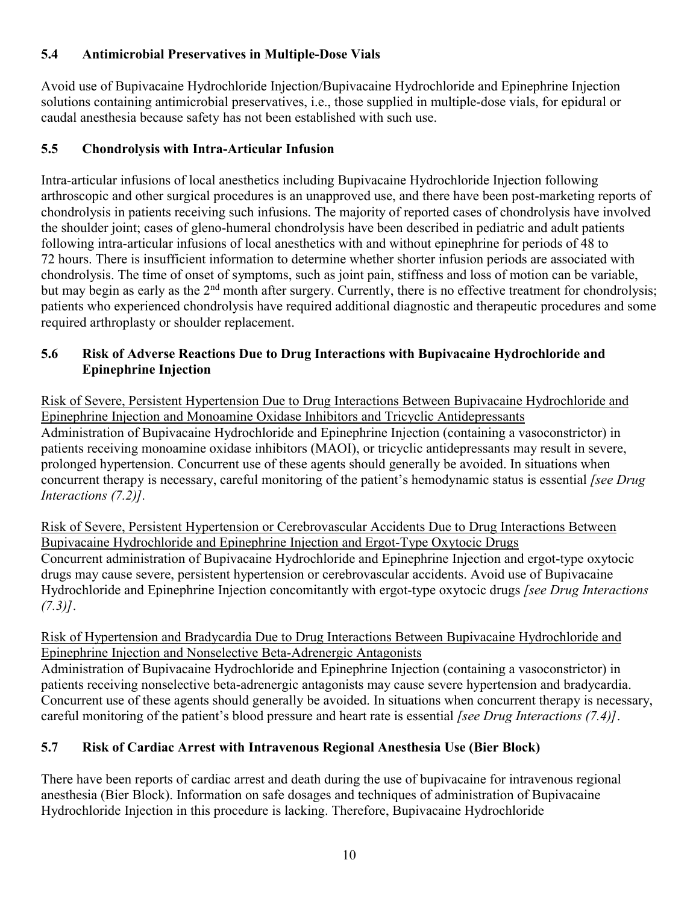### 5.4 Antimicrobial Preservatives in Multiple-Dose Vials

Avoid use of Bupivacaine Hydrochloride Injection/Bupivacaine Hydrochloride and Epinephrine Injection solutions containing antimicrobial preservatives, i.e., those supplied in multiple-dose vials, for epidural or caudal anesthesia because safety has not been established with such use.

### 5.5 Chondrolysis with Intra-Articular Infusion

Intra-articular infusions of local anesthetics including Bupivacaine Hydrochloride Injection following arthroscopic and other surgical procedures is an unapproved use, and there have been post-marketing reports of chondrolysis in patients receiving such infusions. The majority of reported cases of chondrolysis have involved the shoulder joint; cases of gleno-humeral chondrolysis have been described in pediatric and adult patients following intra-articular infusions of local anesthetics with and without epinephrine for periods of 48 to 72 hours. There is insufficient information to determine whether shorter infusion periods are associated with chondrolysis. The time of onset of symptoms, such as joint pain, stiffness and loss of motion can be variable, but may begin as early as the 2nd month after surgery. Currently, there is no effective treatment for chondrolysis; patients who experienced chondrolysis have required additional diagnostic and therapeutic procedures and some required arthroplasty or shoulder replacement.

### 5.6 Risk of Adverse Reactions Due to Drug Interactions with Bupivacaine Hydrochloride and Epinephrine Injection

Risk of Severe, Persistent Hypertension Due to Drug Interactions Between Bupivacaine Hydrochloride and Epinephrine Injection and Monoamine Oxidase Inhibitors and Tricyclic Antidepressants
Administration of Bupivacaine Hydrochloride and Epinephrine Injection (containing a vasoconstrictor) in patients receiving monoamine oxidase inhibitors (MAOI), or tricyclic antidepressants may result in severe, prolonged hypertension. Concurrent use of these agents should generally be avoided. In situations when concurrent therapy is necessary, careful monitoring of the patient's hemodynamic status is essential *[see Drug Interactions (7.2)].*

Risk of Severe, Persistent Hypertension or Cerebrovascular Accidents Due to Drug Interactions Between Bupivacaine Hydrochloride and Epinephrine Injection and Ergot-Type Oxytocic Drugs
Concurrent administration of Bupivacaine Hydrochloride and Epinephrine Injection and ergot-type oxytocic drugs may cause severe, persistent hypertension or cerebrovascular accidents. Avoid use of Bupivacaine Hydrochloride and Epinephrine Injection concomitantly with ergot-type oxytocic drugs *[see Drug Interactions (7.3)]*.

Risk of Hypertension and Bradycardia Due to Drug Interactions Between Bupivacaine Hydrochloride and Epinephrine Injection and Nonselective Beta-Adrenergic Antagonists
Administration of Bupivacaine Hydrochloride and Epinephrine Injection (containing a vasoconstrictor) in patients receiving nonselective beta-adrenergic antagonists may cause severe hypertension and bradycardia. Concurrent use of these agents should generally be avoided. In situations when concurrent therapy is necessary, careful monitoring of the patient's blood pressure and heart rate is essential *[see Drug Interactions (7.4)]*.

### 5.7 Risk of Cardiac Arrest with Intravenous Regional Anesthesia Use (Bier Block)

There have been reports of cardiac arrest and death during the use of bupivacaine for intravenous regional anesthesia (Bier Block). Information on safe dosages and techniques of administration of Bupivacaine Hydrochloride Injection in this procedure is lacking. Therefore, Bupivacaine Hydrochloride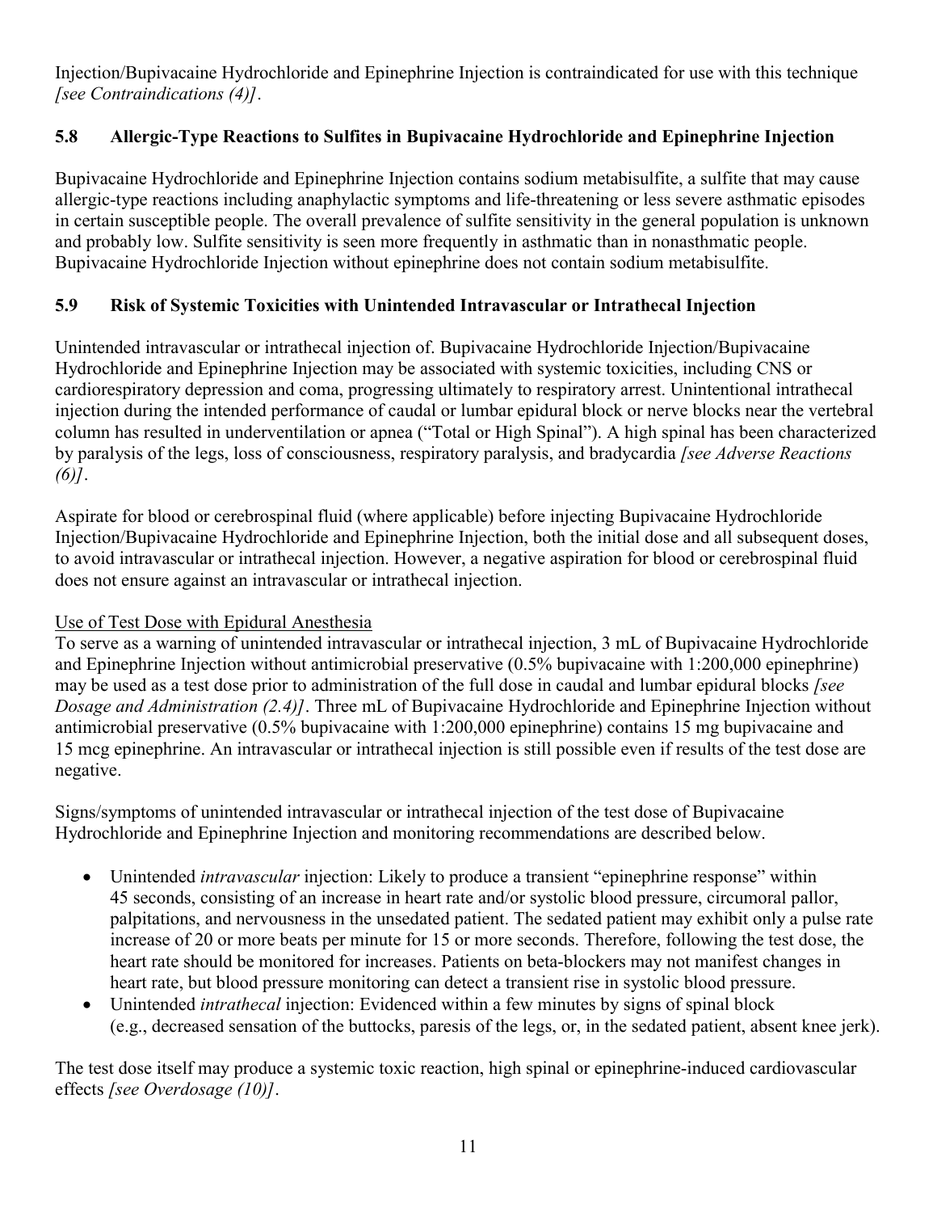Injection/Bupivacaine Hydrochloride and Epinephrine Injection is contraindicated for use with this technique *[see Contraindications (4)]*.

### 5.8 Allergic-Type Reactions to Sulfites in Bupivacaine Hydrochloride and Epinephrine Injection

Bupivacaine Hydrochloride and Epinephrine Injection contains sodium metabisulfite, a sulfite that may cause allergic-type reactions including anaphylactic symptoms and life-threatening or less severe asthmatic episodes in certain susceptible people. The overall prevalence of sulfite sensitivity in the general population is unknown and probably low. Sulfite sensitivity is seen more frequently in asthmatic than in nonasthmatic people. Bupivacaine Hydrochloride Injection without epinephrine does not contain sodium metabisulfite.

### 5.9 Risk of Systemic Toxicities with Unintended Intravascular or Intrathecal Injection

Unintended intravascular or intrathecal injection of. Bupivacaine Hydrochloride Injection/Bupivacaine Hydrochloride and Epinephrine Injection may be associated with systemic toxicities, including CNS or cardiorespiratory depression and coma, progressing ultimately to respiratory arrest. Unintentional intrathecal injection during the intended performance of caudal or lumbar epidural block or nerve blocks near the vertebral column has resulted in underventilation or apnea ("Total or High Spinal"). A high spinal has been characterized by paralysis of the legs, loss of consciousness, respiratory paralysis, and bradycardia *[see Adverse Reactions (6)]*.

Aspirate for blood or cerebrospinal fluid (where applicable) before injecting Bupivacaine Hydrochloride Injection/Bupivacaine Hydrochloride and Epinephrine Injection, both the initial dose and all subsequent doses, to avoid intravascular or intrathecal injection. However, a negative aspiration for blood or cerebrospinal fluid does not ensure against an intravascular or intrathecal injection.

<u>Use of Test Dose with Epidural Anesthesia</u>

To serve as a warning of unintended intravascular or intrathecal injection, 3 mL of Bupivacaine Hydrochloride and Epinephrine Injection without antimicrobial preservative (0.5% bupivacaine with 1:200,000 epinephrine) may be used as a test dose prior to administration of the full dose in caudal and lumbar epidural blocks *[see Dosage and Administration (2.4)]*. Three mL of Bupivacaine Hydrochloride and Epinephrine Injection without antimicrobial preservative (0.5% bupivacaine with 1:200,000 epinephrine) contains 15 mg bupivacaine and 15 mcg epinephrine. An intravascular or intrathecal injection is still possible even if results of the test dose are negative.

Signs/symptoms of unintended intravascular or intrathecal injection of the test dose of Bupivacaine Hydrochloride and Epinephrine Injection and monitoring recommendations are described below.

- Unintended *intravascular* injection: Likely to produce a transient "epinephrine response" within 45 seconds, consisting of an increase in heart rate and/or systolic blood pressure, circumoral pallor, palpitations, and nervousness in the unsedated patient. The sedated patient may exhibit only a pulse rate increase of 20 or more beats per minute for 15 or more seconds. Therefore, following the test dose, the heart rate should be monitored for increases. Patients on beta-blockers may not manifest changes in heart rate, but blood pressure monitoring can detect a transient rise in systolic blood pressure.
- Unintended *intrathecal* injection: Evidenced within a few minutes by signs of spinal block (e.g., decreased sensation of the buttocks, paresis of the legs, or, in the sedated patient, absent knee jerk).

The test dose itself may produce a systemic toxic reaction, high spinal or epinephrine-induced cardiovascular effects *[see Overdosage (10)]*.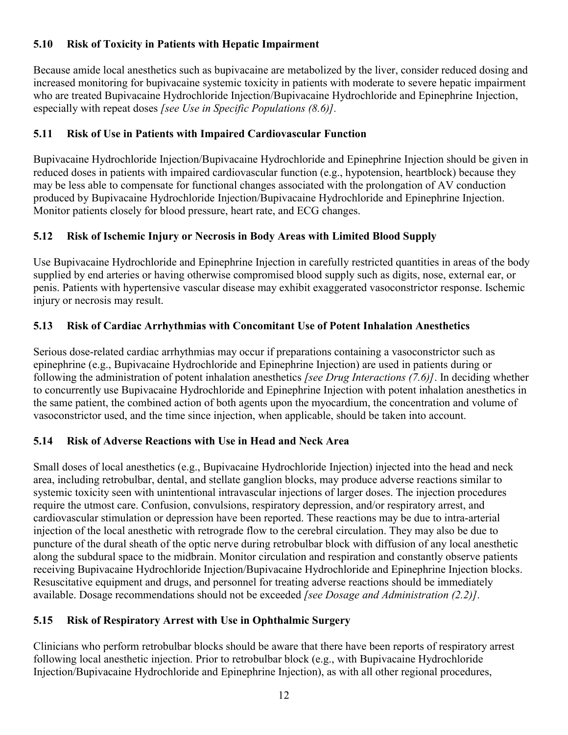### 5.10 Risk of Toxicity in Patients with Hepatic Impairment

Because amide local anesthetics such as bupivacaine are metabolized by the liver, consider reduced dosing and increased monitoring for bupivacaine systemic toxicity in patients with moderate to severe hepatic impairment who are treated Bupivacaine Hydrochloride Injection/Bupivacaine Hydrochloride and Epinephrine Injection, especially with repeat doses *[see Use in Specific Populations (8.6)]*.

### 5.11 Risk of Use in Patients with Impaired Cardiovascular Function

Bupivacaine Hydrochloride Injection/Bupivacaine Hydrochloride and Epinephrine Injection should be given in reduced doses in patients with impaired cardiovascular function (e.g., hypotension, heartblock) because they may be less able to compensate for functional changes associated with the prolongation of AV conduction produced by Bupivacaine Hydrochloride Injection/Bupivacaine Hydrochloride and Epinephrine Injection. Monitor patients closely for blood pressure, heart rate, and ECG changes.

### 5.12 Risk of Ischemic Injury or Necrosis in Body Areas with Limited Blood Supply

Use Bupivacaine Hydrochloride and Epinephrine Injection in carefully restricted quantities in areas of the body supplied by end arteries or having otherwise compromised blood supply such as digits, nose, external ear, or penis. Patients with hypertensive vascular disease may exhibit exaggerated vasoconstrictor response. Ischemic injury or necrosis may result.

### 5.13 Risk of Cardiac Arrhythmias with Concomitant Use of Potent Inhalation Anesthetics

Serious dose-related cardiac arrhythmias may occur if preparations containing a vasoconstrictor such as epinephrine (e.g., Bupivacaine Hydrochloride and Epinephrine Injection) are used in patients during or following the administration of potent inhalation anesthetics *[see Drug Interactions (7.6)]*. In deciding whether to concurrently use Bupivacaine Hydrochloride and Epinephrine Injection with potent inhalation anesthetics in the same patient, the combined action of both agents upon the myocardium, the concentration and volume of vasoconstrictor used, and the time since injection, when applicable, should be taken into account.

### 5.14 Risk of Adverse Reactions with Use in Head and Neck Area

Small doses of local anesthetics (e.g., Bupivacaine Hydrochloride Injection) injected into the head and neck area, including retrobulbar, dental, and stellate ganglion blocks, may produce adverse reactions similar to systemic toxicity seen with unintentional intravascular injections of larger doses. The injection procedures require the utmost care. Confusion, convulsions, respiratory depression, and/or respiratory arrest, and cardiovascular stimulation or depression have been reported. These reactions may be due to intra-arterial injection of the local anesthetic with retrograde flow to the cerebral circulation. They may also be due to puncture of the dural sheath of the optic nerve during retrobulbar block with diffusion of any local anesthetic along the subdural space to the midbrain. Monitor circulation and respiration and constantly observe patients receiving Bupivacaine Hydrochloride Injection/Bupivacaine Hydrochloride and Epinephrine Injection blocks. Resuscitative equipment and drugs, and personnel for treating adverse reactions should be immediately available. Dosage recommendations should not be exceeded *[see Dosage and Administration (2.2)]*.

### 5.15 Risk of Respiratory Arrest with Use in Ophthalmic Surgery

Clinicians who perform retrobulbar blocks should be aware that there have been reports of respiratory arrest following local anesthetic injection. Prior to retrobulbar block (e.g., with Bupivacaine Hydrochloride Injection/Bupivacaine Hydrochloride and Epinephrine Injection), as with all other regional procedures,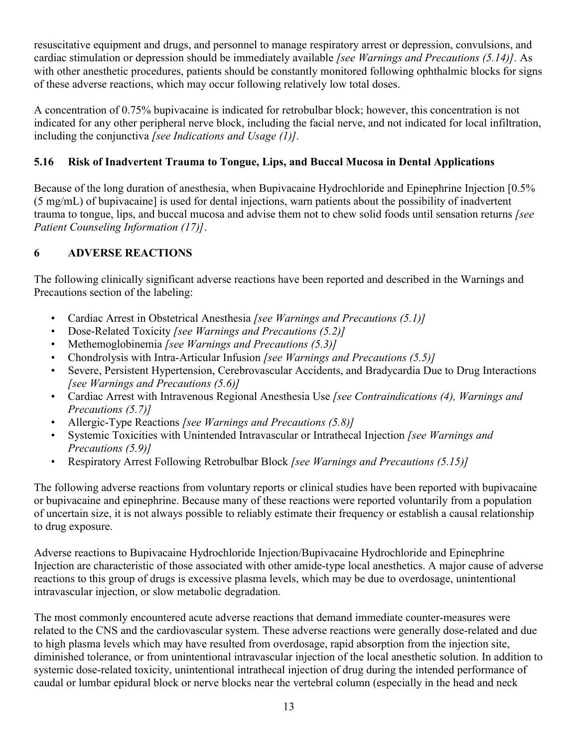resuscitative equipment and drugs, and personnel to manage respiratory arrest or depression, convulsions, and cardiac stimulation or depression should be immediately available *[see Warnings and Precautions (5.14)]*. As with other anesthetic procedures, patients should be constantly monitored following ophthalmic blocks for signs of these adverse reactions, which may occur following relatively low total doses.

A concentration of 0.75% bupivacaine is indicated for retrobulbar block; however, this concentration is not indicated for any other peripheral nerve block, including the facial nerve, and not indicated for local infiltration, including the conjunctiva *[see Indications and Usage (1)]*.

### 5.16 Risk of Inadvertent Trauma to Tongue, Lips, and Buccal Mucosa in Dental Applications

Because of the long duration of anesthesia, when Bupivacaine Hydrochloride and Epinephrine Injection [0.5% (5 mg/mL) of bupivacaine] is used for dental injections, warn patients about the possibility of inadvertent trauma to tongue, lips, and buccal mucosa and advise them not to chew solid foods until sensation returns *[see Patient Counseling Information (17)]*.

## 6 ADVERSE REACTIONS

The following clinically significant adverse reactions have been reported and described in the Warnings and Precautions section of the labeling:

- Cardiac Arrest in Obstetrical Anesthesia *[see Warnings and Precautions (5.1)]*
- Dose-Related Toxicity *[see Warnings and Precautions (5.2)]*
- Methemoglobinemia *[see Warnings and Precautions (5.3)]*
- Chondrolysis with Intra-Articular Infusion *[see Warnings and Precautions (5.5)]*
- Severe, Persistent Hypertension, Cerebrovascular Accidents, and Bradycardia Due to Drug Interactions *[see Warnings and Precautions (5.6)]*
- Cardiac Arrest with Intravenous Regional Anesthesia Use *[see Contraindications (4), Warnings and Precautions (5.7)]*
- Allergic-Type Reactions *[see Warnings and Precautions (5.8)]*
- Systemic Toxicities with Unintended Intravascular or Intrathecal Injection *[see Warnings and Precautions (5.9)]*
- Respiratory Arrest Following Retrobulbar Block *[see Warnings and Precautions (5.15)]*

The following adverse reactions from voluntary reports or clinical studies have been reported with bupivacaine or bupivacaine and epinephrine. Because many of these reactions were reported voluntarily from a population of uncertain size, it is not always possible to reliably estimate their frequency or establish a causal relationship to drug exposure.

Adverse reactions to Bupivacaine Hydrochloride Injection/Bupivacaine Hydrochloride and Epinephrine Injection are characteristic of those associated with other amide-type local anesthetics. A major cause of adverse reactions to this group of drugs is excessive plasma levels, which may be due to overdosage, unintentional intravascular injection, or slow metabolic degradation.

The most commonly encountered acute adverse reactions that demand immediate counter-measures were related to the CNS and the cardiovascular system. These adverse reactions were generally dose-related and due to high plasma levels which may have resulted from overdosage, rapid absorption from the injection site, diminished tolerance, or from unintentional intravascular injection of the local anesthetic solution. In addition to systemic dose-related toxicity, unintentional intrathecal injection of drug during the intended performance of caudal or lumbar epidural block or nerve blocks near the vertebral column (especially in the head and neck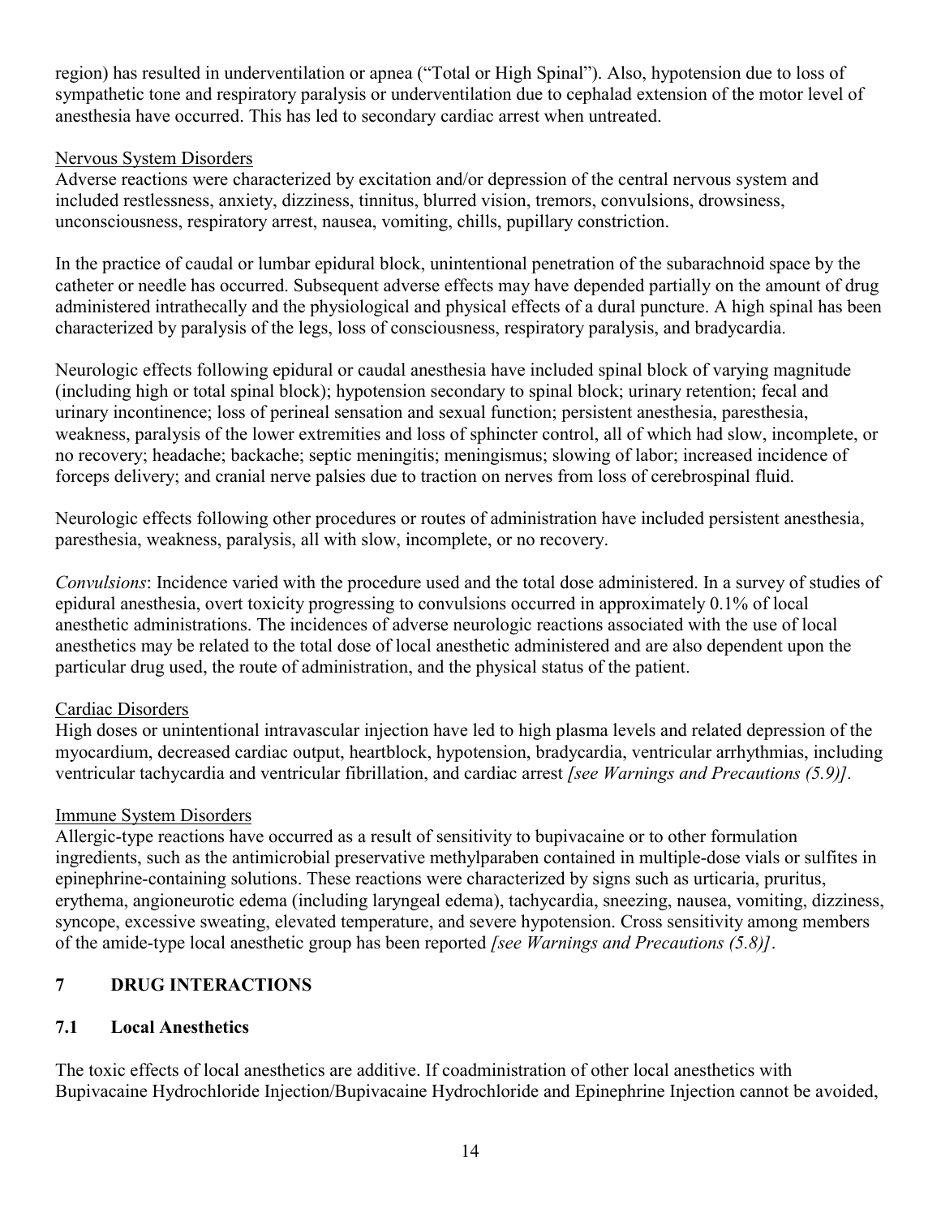region) has resulted in underventilation or apnea ("Total or High Spinal"). Also, hypotension due to loss of sympathetic tone and respiratory paralysis or underventilation due to cephalad extension of the motor level of anesthesia have occurred. This has led to secondary cardiac arrest when untreated.

<u>Nervous System Disorders</u>

Adverse reactions were characterized by excitation and/or depression of the central nervous system and included restlessness, anxiety, dizziness, tinnitus, blurred vision, tremors, convulsions, drowsiness, unconsciousness, respiratory arrest, nausea, vomiting, chills, pupillary constriction.

In the practice of caudal or lumbar epidural block, unintentional penetration of the subarachnoid space by the catheter or needle has occurred. Subsequent adverse effects may have depended partially on the amount of drug administered intrathecally and the physiological and physical effects of a dural puncture. A high spinal has been characterized by paralysis of the legs, loss of consciousness, respiratory paralysis, and bradycardia.

Neurologic effects following epidural or caudal anesthesia have included spinal block of varying magnitude (including high or total spinal block); hypotension secondary to spinal block; urinary retention; fecal and urinary incontinence; loss of perineal sensation and sexual function; persistent anesthesia, paresthesia, weakness, paralysis of the lower extremities and loss of sphincter control, all of which had slow, incomplete, or no recovery; headache; backache; septic meningitis; meningismus; slowing of labor; increased incidence of forceps delivery; and cranial nerve palsies due to traction on nerves from loss of cerebrospinal fluid.

Neurologic effects following other procedures or routes of administration have included persistent anesthesia, paresthesia, weakness, paralysis, all with slow, incomplete, or no recovery.

*Convulsions*: Incidence varied with the procedure used and the total dose administered. In a survey of studies of epidural anesthesia, overt toxicity progressing to convulsions occurred in approximately 0.1% of local anesthetic administrations. The incidences of adverse neurologic reactions associated with the use of local anesthetics may be related to the total dose of local anesthetic administered and are also dependent upon the particular drug used, the route of administration, and the physical status of the patient.

<u>Cardiac Disorders</u>

High doses or unintentional intravascular injection have led to high plasma levels and related depression of the myocardium, decreased cardiac output, heartblock, hypotension, bradycardia, ventricular arrhythmias, including ventricular tachycardia and ventricular fibrillation, and cardiac arrest *[see Warnings and Precautions (5.9)]*.

<u>Immune System Disorders</u>

Allergic-type reactions have occurred as a result of sensitivity to bupivacaine or to other formulation ingredients, such as the antimicrobial preservative methylparaben contained in multiple-dose vials or sulfites in epinephrine-containing solutions. These reactions were characterized by signs such as urticaria, pruritus, erythema, angioneurotic edema (including laryngeal edema), tachycardia, sneezing, nausea, vomiting, dizziness, syncope, excessive sweating, elevated temperature, and severe hypotension. Cross sensitivity among members of the amide-type local anesthetic group has been reported *[see Warnings and Precautions (5.8)]*.

## 7 DRUG INTERACTIONS

### 7.1 Local Anesthetics

The toxic effects of local anesthetics are additive. If coadministration of other local anesthetics with Bupivacaine Hydrochloride Injection/Bupivacaine Hydrochloride and Epinephrine Injection cannot be avoided,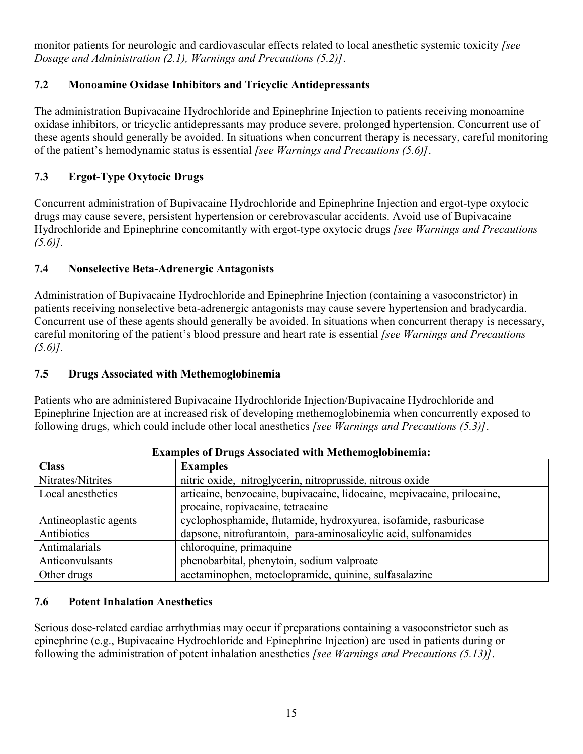monitor patients for neurologic and cardiovascular effects related to local anesthetic systemic toxicity *[see Dosage and Administration (2.1), Warnings and Precautions (5.2)]*.

### 7.2 Monoamine Oxidase Inhibitors and Tricyclic Antidepressants

The administration Bupivacaine Hydrochloride and Epinephrine Injection to patients receiving monoamine oxidase inhibitors, or tricyclic antidepressants may produce severe, prolonged hypertension. Concurrent use of these agents should generally be avoided. In situations when concurrent therapy is necessary, careful monitoring of the patient's hemodynamic status is essential *[see Warnings and Precautions (5.6)]*.

### 7.3 Ergot-Type Oxytocic Drugs

Concurrent administration of Bupivacaine Hydrochloride and Epinephrine Injection and ergot-type oxytocic drugs may cause severe, persistent hypertension or cerebrovascular accidents. Avoid use of Bupivacaine Hydrochloride and Epinephrine concomitantly with ergot-type oxytocic drugs *[see Warnings and Precautions (5.6)]*.

### 7.4 Nonselective Beta-Adrenergic Antagonists

Administration of Bupivacaine Hydrochloride and Epinephrine Injection (containing a vasoconstrictor) in patients receiving nonselective beta-adrenergic antagonists may cause severe hypertension and bradycardia. Concurrent use of these agents should generally be avoided. In situations when concurrent therapy is necessary, careful monitoring of the patient's blood pressure and heart rate is essential *[see Warnings and Precautions (5.6)]*.

### 7.5 Drugs Associated with Methemoglobinemia

Patients who are administered Bupivacaine Hydrochloride Injection/Bupivacaine Hydrochloride and Epinephrine Injection are at increased risk of developing methemoglobinemia when concurrently exposed to following drugs, which could include other local anesthetics *[see Warnings and Precautions (5.3)]*.

**Examples of Drugs Associated with Methemoglobinemia:**

| Class | Examples |
|---|---|
| Nitrates/Nitrites | nitric oxide, nitroglycerin, nitroprusside, nitrous oxide |
| Local anesthetics | articaine, benzocaine, bupivacaine, lidocaine, mepivacaine, prilocaine, procaine, ropivacaine, tetracaine |
| Antineoplastic agents | cyclophosphamide, flutamide, hydroxyurea, isofamide, rasburicase |
| Antibiotics | dapsone, nitrofurantoin, para-aminosalicylic acid, sulfonamides |
| Antimalarials | chloroquine, primaquine |
| Anticonvulsants | phenobarbital, phenytoin, sodium valproate |
| Other drugs | acetaminophen, metoclopramide, quinine, sulfasalazine |

### 7.6 Potent Inhalation Anesthetics

Serious dose-related cardiac arrhythmias may occur if preparations containing a vasoconstrictor such as epinephrine (e.g., Bupivacaine Hydrochloride and Epinephrine Injection) are used in patients during or following the administration of potent inhalation anesthetics *[see Warnings and Precautions (5.13)]*.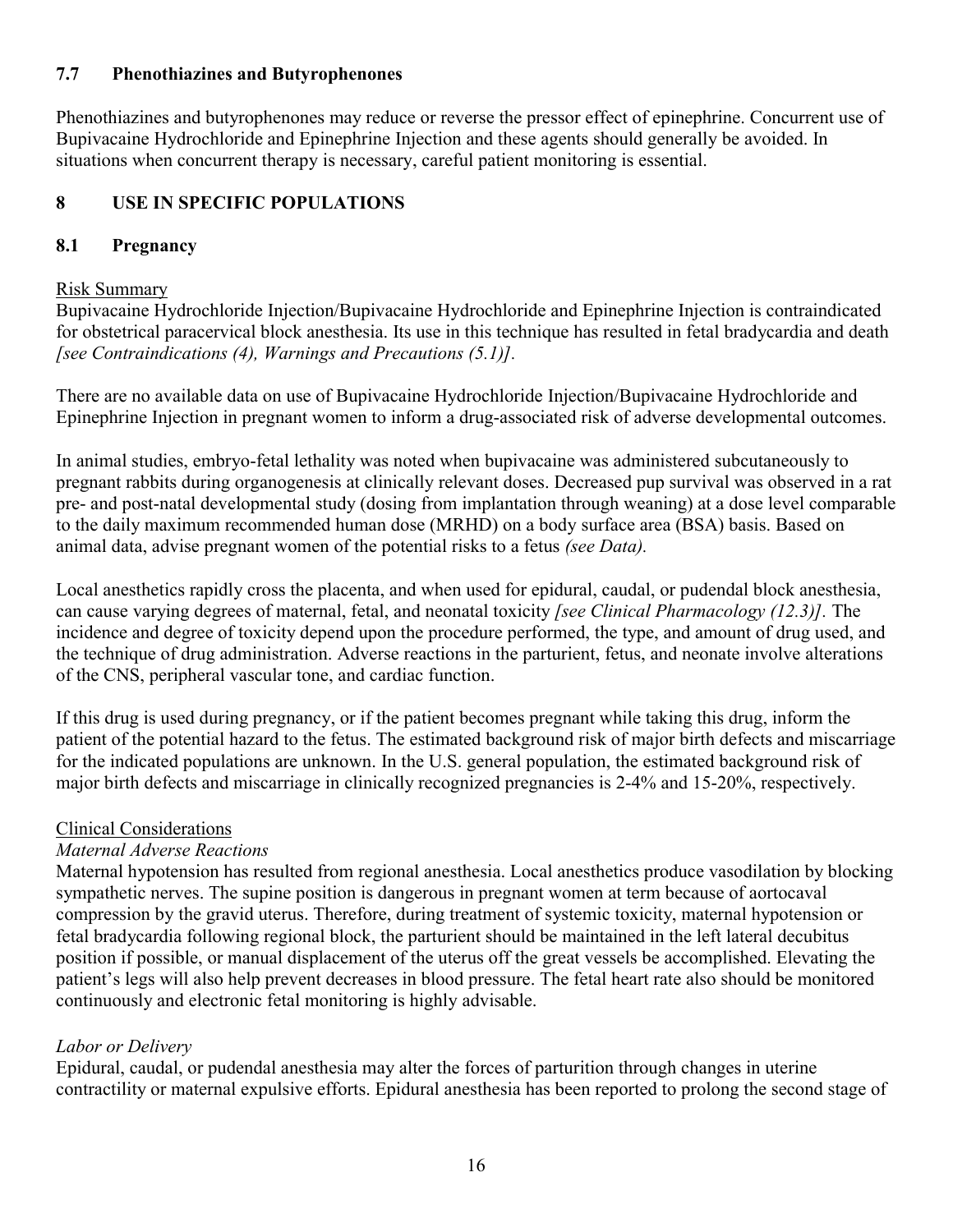### 7.7 Phenothiazines and Butyrophenones

Phenothiazines and butyrophenones may reduce or reverse the pressor effect of epinephrine. Concurrent use of Bupivacaine Hydrochloride and Epinephrine Injection and these agents should generally be avoided. In situations when concurrent therapy is necessary, careful patient monitoring is essential.

## 8 USE IN SPECIFIC POPULATIONS

### 8.1 Pregnancy

Risk Summary

Bupivacaine Hydrochloride Injection/Bupivacaine Hydrochloride and Epinephrine Injection is contraindicated for obstetrical paracervical block anesthesia. Its use in this technique has resulted in fetal bradycardia and death *[see Contraindications (4), Warnings and Precautions (5.1)].*

There are no available data on use of Bupivacaine Hydrochloride Injection/Bupivacaine Hydrochloride and Epinephrine Injection in pregnant women to inform a drug-associated risk of adverse developmental outcomes.

In animal studies, embryo-fetal lethality was noted when bupivacaine was administered subcutaneously to pregnant rabbits during organogenesis at clinically relevant doses. Decreased pup survival was observed in a rat pre- and post-natal developmental study (dosing from implantation through weaning) at a dose level comparable to the daily maximum recommended human dose (MRHD) on a body surface area (BSA) basis. Based on animal data, advise pregnant women of the potential risks to a fetus *(see Data).*

Local anesthetics rapidly cross the placenta, and when used for epidural, caudal, or pudendal block anesthesia, can cause varying degrees of maternal, fetal, and neonatal toxicity *[see Clinical Pharmacology (12.3)].* The incidence and degree of toxicity depend upon the procedure performed, the type, and amount of drug used, and the technique of drug administration. Adverse reactions in the parturient, fetus, and neonate involve alterations of the CNS, peripheral vascular tone, and cardiac function.

If this drug is used during pregnancy, or if the patient becomes pregnant while taking this drug, inform the patient of the potential hazard to the fetus. The estimated background risk of major birth defects and miscarriage for the indicated populations are unknown. In the U.S. general population, the estimated background risk of major birth defects and miscarriage in clinically recognized pregnancies is 2-4% and 15-20%, respectively.

Clinical Considerations

*Maternal Adverse Reactions*

Maternal hypotension has resulted from regional anesthesia. Local anesthetics produce vasodilation by blocking sympathetic nerves. The supine position is dangerous in pregnant women at term because of aortocaval compression by the gravid uterus. Therefore, during treatment of systemic toxicity, maternal hypotension or fetal bradycardia following regional block, the parturient should be maintained in the left lateral decubitus position if possible, or manual displacement of the uterus off the great vessels be accomplished. Elevating the patient's legs will also help prevent decreases in blood pressure. The fetal heart rate also should be monitored continuously and electronic fetal monitoring is highly advisable.

*Labor or Delivery*

Epidural, caudal, or pudendal anesthesia may alter the forces of parturition through changes in uterine contractility or maternal expulsive efforts. Epidural anesthesia has been reported to prolong the second stage of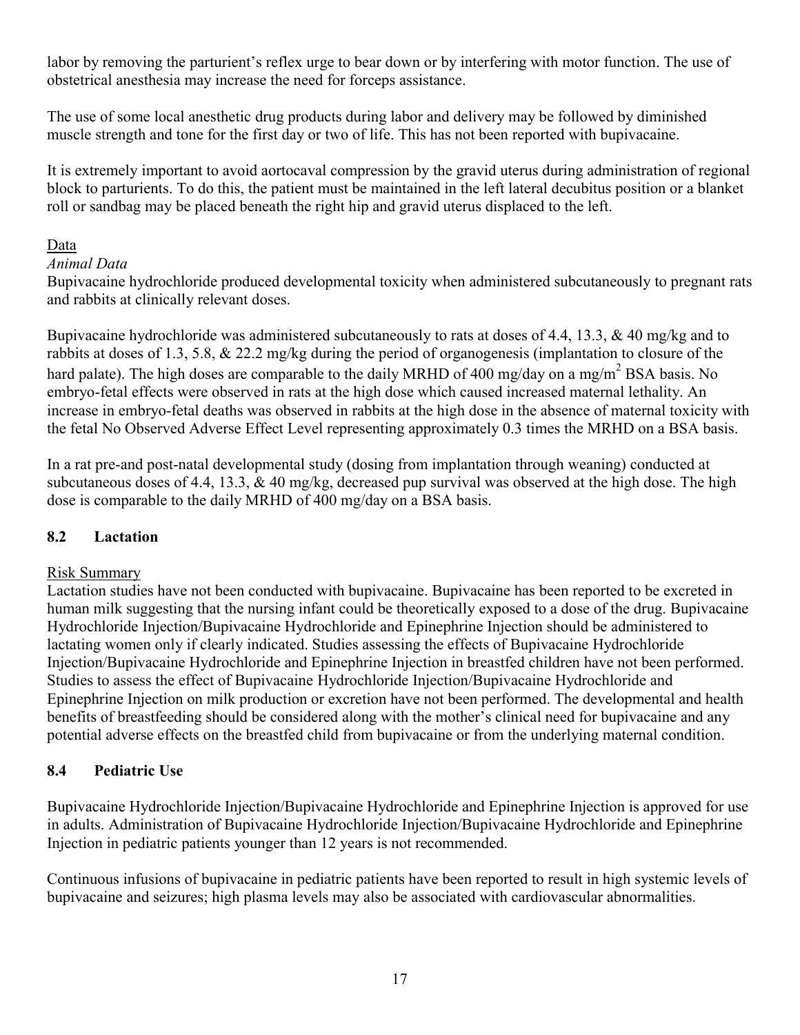labor by removing the parturient's reflex urge to bear down or by interfering with motor function. The use of obstetrical anesthesia may increase the need for forceps assistance.

The use of some local anesthetic drug products during labor and delivery may be followed by diminished muscle strength and tone for the first day or two of life. This has not been reported with bupivacaine.

It is extremely important to avoid aortocaval compression by the gravid uterus during administration of regional block to parturients. To do this, the patient must be maintained in the left lateral decubitus position or a blanket roll or sandbag may be placed beneath the right hip and gravid uterus displaced to the left.

Data

*Animal Data*

Bupivacaine hydrochloride produced developmental toxicity when administered subcutaneously to pregnant rats and rabbits at clinically relevant doses.

Bupivacaine hydrochloride was administered subcutaneously to rats at doses of 4.4, 13.3, & 40 mg/kg and to rabbits at doses of 1.3, 5.8, & 22.2 mg/kg during the period of organogenesis (implantation to closure of the hard palate). The high doses are comparable to the daily MRHD of 400 mg/day on a mg/m$^2$ BSA basis. No embryo-fetal effects were observed in rats at the high dose which caused increased maternal lethality. An increase in embryo-fetal deaths was observed in rabbits at the high dose in the absence of maternal toxicity with the fetal No Observed Adverse Effect Level representing approximately 0.3 times the MRHD on a BSA basis.

In a rat pre-and post-natal developmental study (dosing from implantation through weaning) conducted at subcutaneous doses of 4.4, 13.3, & 40 mg/kg, decreased pup survival was observed at the high dose. The high dose is comparable to the daily MRHD of 400 mg/day on a BSA basis.

## 8.2 Lactation

Risk Summary

Lactation studies have not been conducted with bupivacaine. Bupivacaine has been reported to be excreted in human milk suggesting that the nursing infant could be theoretically exposed to a dose of the drug. Bupivacaine Hydrochloride Injection/Bupivacaine Hydrochloride and Epinephrine Injection should be administered to lactating women only if clearly indicated. Studies assessing the effects of Bupivacaine Hydrochloride Injection/Bupivacaine Hydrochloride and Epinephrine Injection in breastfed children have not been performed. Studies to assess the effect of Bupivacaine Hydrochloride Injection/Bupivacaine Hydrochloride and Epinephrine Injection on milk production or excretion have not been performed. The developmental and health benefits of breastfeeding should be considered along with the mother's clinical need for bupivacaine and any potential adverse effects on the breastfed child from bupivacaine or from the underlying maternal condition.

## 8.4 Pediatric Use

Bupivacaine Hydrochloride Injection/Bupivacaine Hydrochloride and Epinephrine Injection is approved for use in adults. Administration of Bupivacaine Hydrochloride Injection/Bupivacaine Hydrochloride and Epinephrine Injection in pediatric patients younger than 12 years is not recommended.

Continuous infusions of bupivacaine in pediatric patients have been reported to result in high systemic levels of bupivacaine and seizures; high plasma levels may also be associated with cardiovascular abnormalities.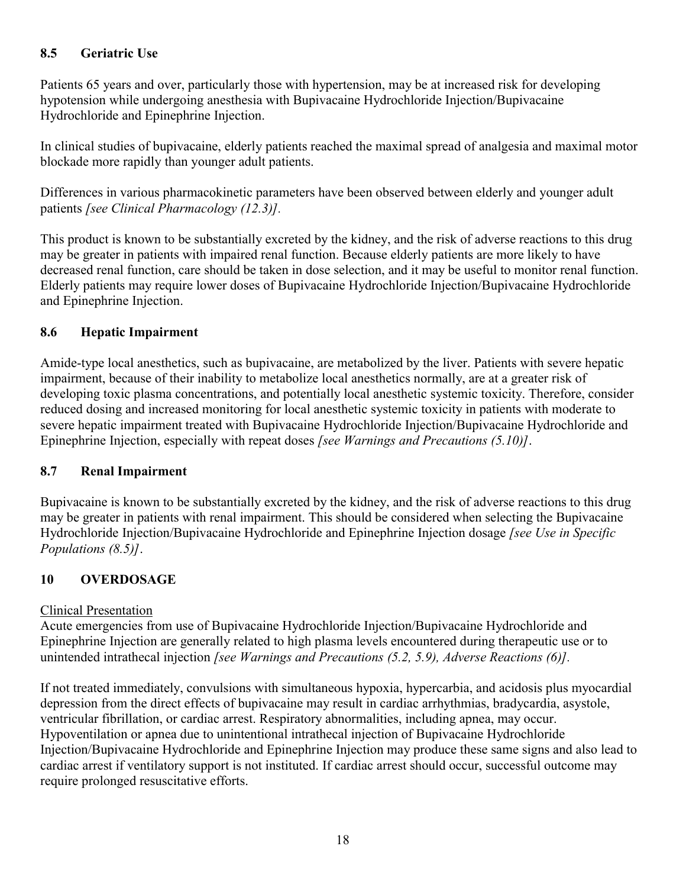### 8.5 Geriatric Use

Patients 65 years and over, particularly those with hypertension, may be at increased risk for developing hypotension while undergoing anesthesia with Bupivacaine Hydrochloride Injection/Bupivacaine Hydrochloride and Epinephrine Injection.

In clinical studies of bupivacaine, elderly patients reached the maximal spread of analgesia and maximal motor blockade more rapidly than younger adult patients.

Differences in various pharmacokinetic parameters have been observed between elderly and younger adult patients *[see Clinical Pharmacology (12.3)].*

This product is known to be substantially excreted by the kidney, and the risk of adverse reactions to this drug may be greater in patients with impaired renal function. Because elderly patients are more likely to have decreased renal function, care should be taken in dose selection, and it may be useful to monitor renal function. Elderly patients may require lower doses of Bupivacaine Hydrochloride Injection/Bupivacaine Hydrochloride and Epinephrine Injection.

### 8.6 Hepatic Impairment

Amide-type local anesthetics, such as bupivacaine, are metabolized by the liver. Patients with severe hepatic impairment, because of their inability to metabolize local anesthetics normally, are at a greater risk of developing toxic plasma concentrations, and potentially local anesthetic systemic toxicity. Therefore, consider reduced dosing and increased monitoring for local anesthetic systemic toxicity in patients with moderate to severe hepatic impairment treated with Bupivacaine Hydrochloride Injection/Bupivacaine Hydrochloride and Epinephrine Injection, especially with repeat doses *[see Warnings and Precautions (5.10)]*.

### 8.7 Renal Impairment

Bupivacaine is known to be substantially excreted by the kidney, and the risk of adverse reactions to this drug may be greater in patients with renal impairment. This should be considered when selecting the Bupivacaine Hydrochloride Injection/Bupivacaine Hydrochloride and Epinephrine Injection dosage *[see Use in Specific Populations (8.5)]*.

## 10 OVERDOSAGE

Clinical Presentation

Acute emergencies from use of Bupivacaine Hydrochloride Injection/Bupivacaine Hydrochloride and Epinephrine Injection are generally related to high plasma levels encountered during therapeutic use or to unintended intrathecal injection *[see Warnings and Precautions (5.2, 5.9), Adverse Reactions (6)].*

If not treated immediately, convulsions with simultaneous hypoxia, hypercarbia, and acidosis plus myocardial depression from the direct effects of bupivacaine may result in cardiac arrhythmias, bradycardia, asystole, ventricular fibrillation, or cardiac arrest. Respiratory abnormalities, including apnea, may occur. Hypoventilation or apnea due to unintentional intrathecal injection of Bupivacaine Hydrochloride Injection/Bupivacaine Hydrochloride and Epinephrine Injection may produce these same signs and also lead to cardiac arrest if ventilatory support is not instituted. If cardiac arrest should occur, successful outcome may require prolonged resuscitative efforts.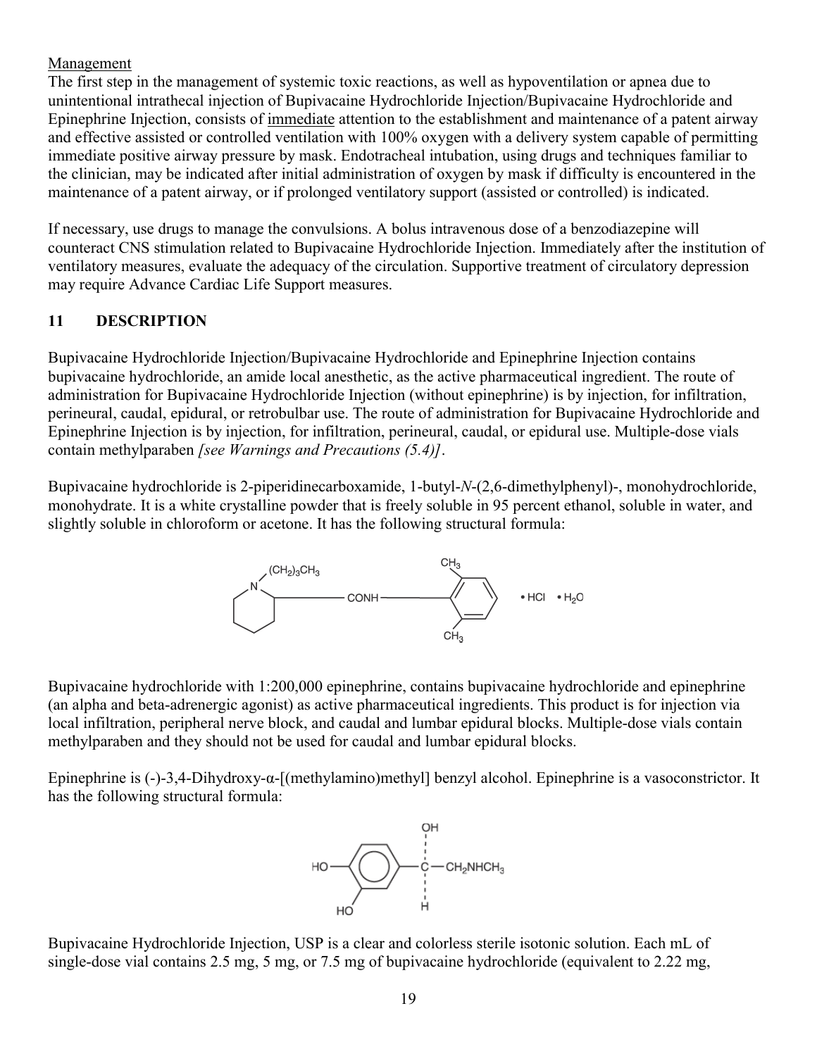Management

The first step in the management of systemic toxic reactions, as well as hypoventilation or apnea due to unintentional intrathecal injection of Bupivacaine Hydrochloride Injection/Bupivacaine Hydrochloride and Epinephrine Injection, consists of immediate attention to the establishment and maintenance of a patent airway and effective assisted or controlled ventilation with 100% oxygen with a delivery system capable of permitting immediate positive airway pressure by mask. Endotracheal intubation, using drugs and techniques familiar to the clinician, may be indicated after initial administration of oxygen by mask if difficulty is encountered in the maintenance of a patent airway, or if prolonged ventilatory support (assisted or controlled) is indicated.

If necessary, use drugs to manage the convulsions. A bolus intravenous dose of a benzodiazepine will counteract CNS stimulation related to Bupivacaine Hydrochloride Injection. Immediately after the institution of ventilatory measures, evaluate the adequacy of the circulation. Supportive treatment of circulatory depression may require Advance Cardiac Life Support measures.

## 11 DESCRIPTION

Bupivacaine Hydrochloride Injection/Bupivacaine Hydrochloride and Epinephrine Injection contains bupivacaine hydrochloride, an amide local anesthetic, as the active pharmaceutical ingredient. The route of administration for Bupivacaine Hydrochloride Injection (without epinephrine) is by injection, for infiltration, perineural, caudal, epidural, or retrobulbar use. The route of administration for Bupivacaine Hydrochloride and Epinephrine Injection is by injection, for infiltration, perineural, caudal, or epidural use. Multiple-dose vials contain methylparaben *[see Warnings and Precautions (5.4)]*.

Bupivacaine hydrochloride is 2-piperidinecarboxamide, 1-butyl-*N*-(2,6-dimethylphenyl)-, monohydrochloride, monohydrate. It is a white crystalline powder that is freely soluble in 95 percent ethanol, soluble in water, and slightly soluble in chloroform or acetone. It has the following structural formula:

Bupivacaine hydrochloride with 1:200,000 epinephrine, contains bupivacaine hydrochloride and epinephrine (an alpha and beta-adrenergic agonist) as active pharmaceutical ingredients. This product is for injection via local infiltration, peripheral nerve block, and caudal and lumbar epidural blocks. Multiple-dose vials contain methylparaben and they should not be used for caudal and lumbar epidural blocks.

Epinephrine is (-)-3,4-Dihydroxy-α-[(methylamino)methyl] benzyl alcohol. Epinephrine is a vasoconstrictor. It has the following structural formula:

Bupivacaine Hydrochloride Injection, USP is a clear and colorless sterile isotonic solution. Each mL of single-dose vial contains 2.5 mg, 5 mg, or 7.5 mg of bupivacaine hydrochloride (equivalent to 2.22 mg,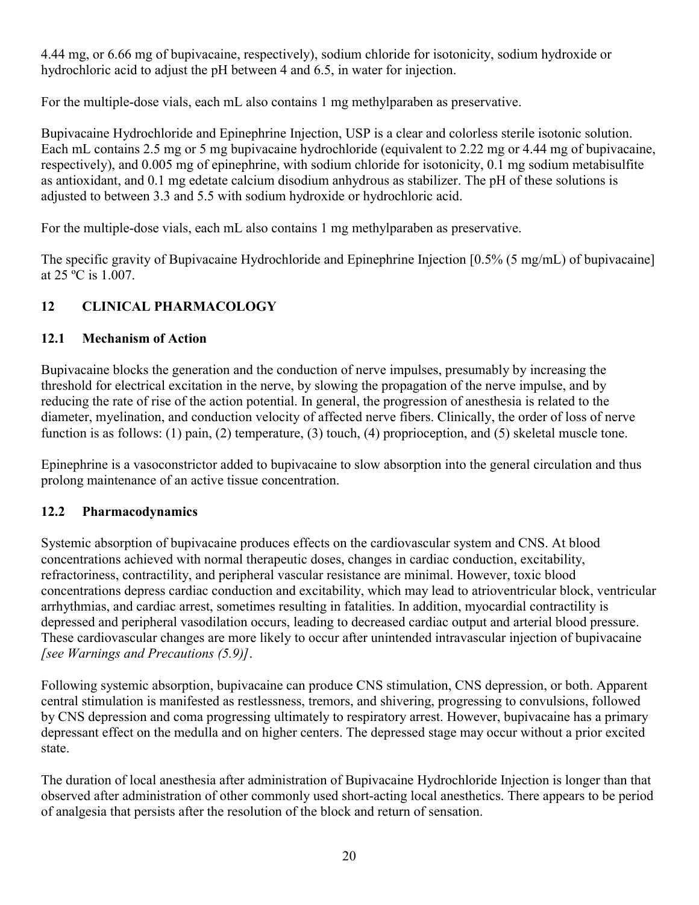4.44 mg, or 6.66 mg of bupivacaine, respectively), sodium chloride for isotonicity, sodium hydroxide or hydrochloric acid to adjust the pH between 4 and 6.5, in water for injection.

For the multiple-dose vials, each mL also contains 1 mg methylparaben as preservative.

Bupivacaine Hydrochloride and Epinephrine Injection, USP is a clear and colorless sterile isotonic solution. Each mL contains 2.5 mg or 5 mg bupivacaine hydrochloride (equivalent to 2.22 mg or 4.44 mg of bupivacaine, respectively), and 0.005 mg of epinephrine, with sodium chloride for isotonicity, 0.1 mg sodium metabisulfite as antioxidant, and 0.1 mg edetate calcium disodium anhydrous as stabilizer. The pH of these solutions is adjusted to between 3.3 and 5.5 with sodium hydroxide or hydrochloric acid.

For the multiple-dose vials, each mL also contains 1 mg methylparaben as preservative.

The specific gravity of Bupivacaine Hydrochloride and Epinephrine Injection [0.5% (5 mg/mL) of bupivacaine] at 25 ºC is 1.007.

## 12 CLINICAL PHARMACOLOGY

### 12.1 Mechanism of Action

Bupivacaine blocks the generation and the conduction of nerve impulses, presumably by increasing the threshold for electrical excitation in the nerve, by slowing the propagation of the nerve impulse, and by reducing the rate of rise of the action potential. In general, the progression of anesthesia is related to the diameter, myelination, and conduction velocity of affected nerve fibers. Clinically, the order of loss of nerve function is as follows: (1) pain, (2) temperature, (3) touch, (4) proprioception, and (5) skeletal muscle tone.

Epinephrine is a vasoconstrictor added to bupivacaine to slow absorption into the general circulation and thus prolong maintenance of an active tissue concentration.

### 12.2 Pharmacodynamics

Systemic absorption of bupivacaine produces effects on the cardiovascular system and CNS. At blood concentrations achieved with normal therapeutic doses, changes in cardiac conduction, excitability, refractoriness, contractility, and peripheral vascular resistance are minimal. However, toxic blood concentrations depress cardiac conduction and excitability, which may lead to atrioventricular block, ventricular arrhythmias, and cardiac arrest, sometimes resulting in fatalities. In addition, myocardial contractility is depressed and peripheral vasodilation occurs, leading to decreased cardiac output and arterial blood pressure. These cardiovascular changes are more likely to occur after unintended intravascular injection of bupivacaine *[see Warnings and Precautions (5.9)]*.

Following systemic absorption, bupivacaine can produce CNS stimulation, CNS depression, or both. Apparent central stimulation is manifested as restlessness, tremors, and shivering, progressing to convulsions, followed by CNS depression and coma progressing ultimately to respiratory arrest. However, bupivacaine has a primary depressant effect on the medulla and on higher centers. The depressed stage may occur without a prior excited state.

The duration of local anesthesia after administration of Bupivacaine Hydrochloride Injection is longer than that observed after administration of other commonly used short-acting local anesthetics. There appears to be period of analgesia that persists after the resolution of the block and return of sensation.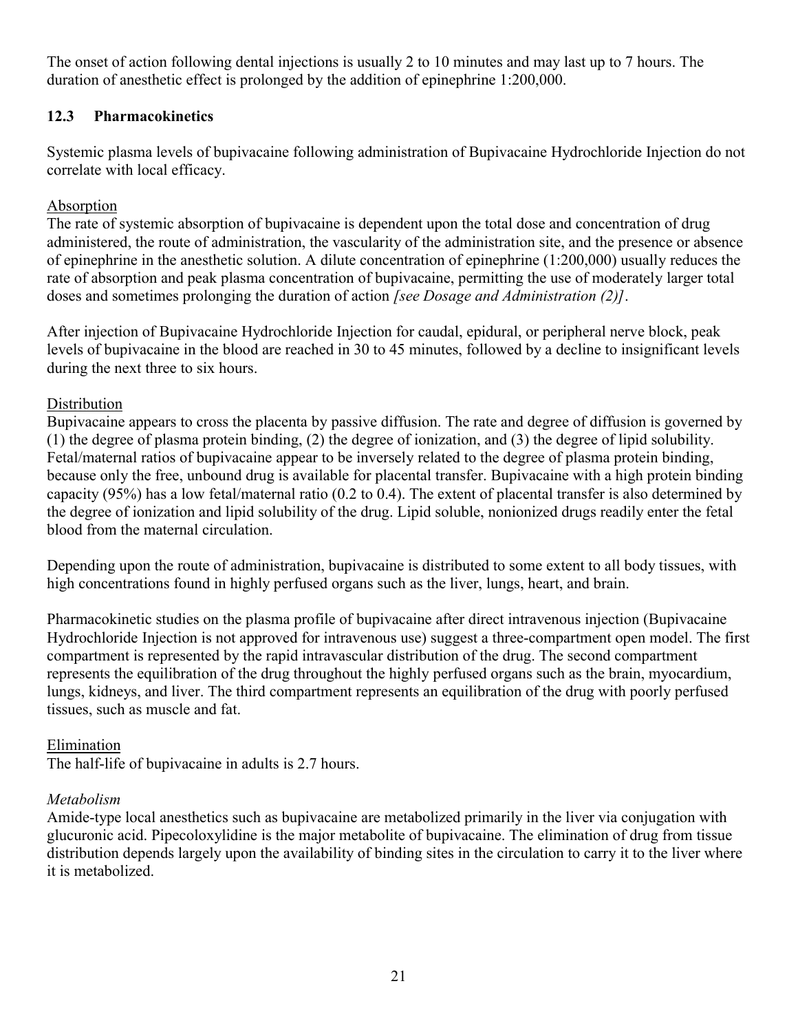The onset of action following dental injections is usually 2 to 10 minutes and may last up to 7 hours. The duration of anesthetic effect is prolonged by the addition of epinephrine 1:200,000.

### 12.3 Pharmacokinetics

Systemic plasma levels of bupivacaine following administration of Bupivacaine Hydrochloride Injection do not correlate with local efficacy.

Absorption

The rate of systemic absorption of bupivacaine is dependent upon the total dose and concentration of drug administered, the route of administration, the vascularity of the administration site, and the presence or absence of epinephrine in the anesthetic solution. A dilute concentration of epinephrine (1:200,000) usually reduces the rate of absorption and peak plasma concentration of bupivacaine, permitting the use of moderately larger total doses and sometimes prolonging the duration of action *[see Dosage and Administration (2)]*.

After injection of Bupivacaine Hydrochloride Injection for caudal, epidural, or peripheral nerve block, peak levels of bupivacaine in the blood are reached in 30 to 45 minutes, followed by a decline to insignificant levels during the next three to six hours.

Distribution

Bupivacaine appears to cross the placenta by passive diffusion. The rate and degree of diffusion is governed by (1) the degree of plasma protein binding, (2) the degree of ionization, and (3) the degree of lipid solubility. Fetal/maternal ratios of bupivacaine appear to be inversely related to the degree of plasma protein binding, because only the free, unbound drug is available for placental transfer. Bupivacaine with a high protein binding capacity (95%) has a low fetal/maternal ratio (0.2 to 0.4). The extent of placental transfer is also determined by the degree of ionization and lipid solubility of the drug. Lipid soluble, nonionized drugs readily enter the fetal blood from the maternal circulation.

Depending upon the route of administration, bupivacaine is distributed to some extent to all body tissues, with high concentrations found in highly perfused organs such as the liver, lungs, heart, and brain.

Pharmacokinetic studies on the plasma profile of bupivacaine after direct intravenous injection (Bupivacaine Hydrochloride Injection is not approved for intravenous use) suggest a three-compartment open model. The first compartment is represented by the rapid intravascular distribution of the drug. The second compartment represents the equilibration of the drug throughout the highly perfused organs such as the brain, myocardium, lungs, kidneys, and liver. The third compartment represents an equilibration of the drug with poorly perfused tissues, such as muscle and fat.

Elimination

The half-life of bupivacaine in adults is 2.7 hours.

*Metabolism*

Amide-type local anesthetics such as bupivacaine are metabolized primarily in the liver via conjugation with glucuronic acid. Pipecoloxylidine is the major metabolite of bupivacaine. The elimination of drug from tissue distribution depends largely upon the availability of binding sites in the circulation to carry it to the liver where it is metabolized.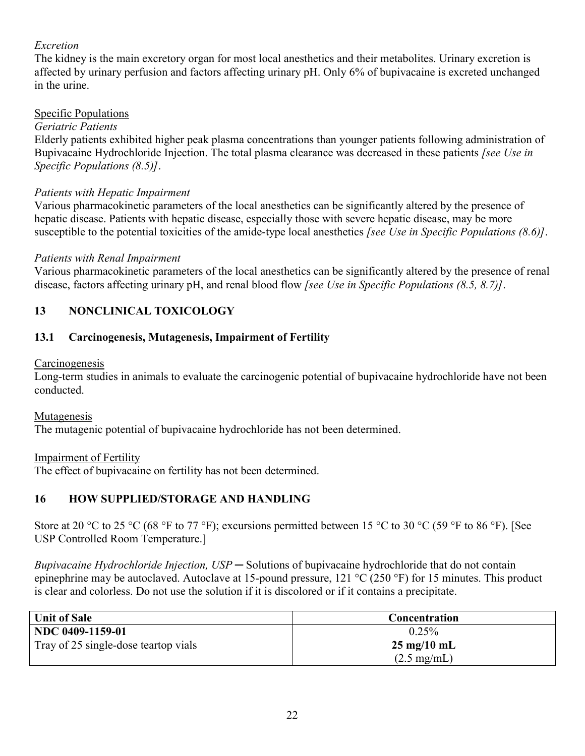*Excretion*

The kidney is the main excretory organ for most local anesthetics and their metabolites. Urinary excretion is affected by urinary perfusion and factors affecting urinary pH. Only 6% of bupivacaine is excreted unchanged in the urine.

Specific Populations

*Geriatric Patients*

Elderly patients exhibited higher peak plasma concentrations than younger patients following administration of Bupivacaine Hydrochloride Injection. The total plasma clearance was decreased in these patients *[see Use in Specific Populations (8.5)]*.

*Patients with Hepatic Impairment*

Various pharmacokinetic parameters of the local anesthetics can be significantly altered by the presence of hepatic disease. Patients with hepatic disease, especially those with severe hepatic disease, may be more susceptible to the potential toxicities of the amide-type local anesthetics *[see Use in Specific Populations (8.6)]*.

*Patients with Renal Impairment*

Various pharmacokinetic parameters of the local anesthetics can be significantly altered by the presence of renal disease, factors affecting urinary pH, and renal blood flow *[see Use in Specific Populations (8.5, 8.7)]*.

## 13 NONCLINICAL TOXICOLOGY

### 13.1 Carcinogenesis, Mutagenesis, Impairment of Fertility

Carcinogenesis

Long-term studies in animals to evaluate the carcinogenic potential of bupivacaine hydrochloride have not been conducted.

Mutagenesis

The mutagenic potential of bupivacaine hydrochloride has not been determined.

Impairment of Fertility

The effect of bupivacaine on fertility has not been determined.

## 16 HOW SUPPLIED/STORAGE AND HANDLING

Store at 20 °C to 25 °C (68 °F to 77 °F); excursions permitted between 15 °C to 30 °C (59 °F to 86 °F). [See USP Controlled Room Temperature.]

*Bupivacaine Hydrochloride Injection, USP* ─ Solutions of bupivacaine hydrochloride that do not contain epinephrine may be autoclaved. Autoclave at 15-pound pressure, 121 °C (250 °F) for 15 minutes. This product is clear and colorless. Do not use the solution if it is discolored or if it contains a precipitate.

| Unit of Sale | Concentration |
|---|---|
| **NDC 0409-1159-01**<br>Tray of 25 single-dose teartop vials | 0.25%<br>**25 mg/10 mL**<br>(2.5 mg/mL) |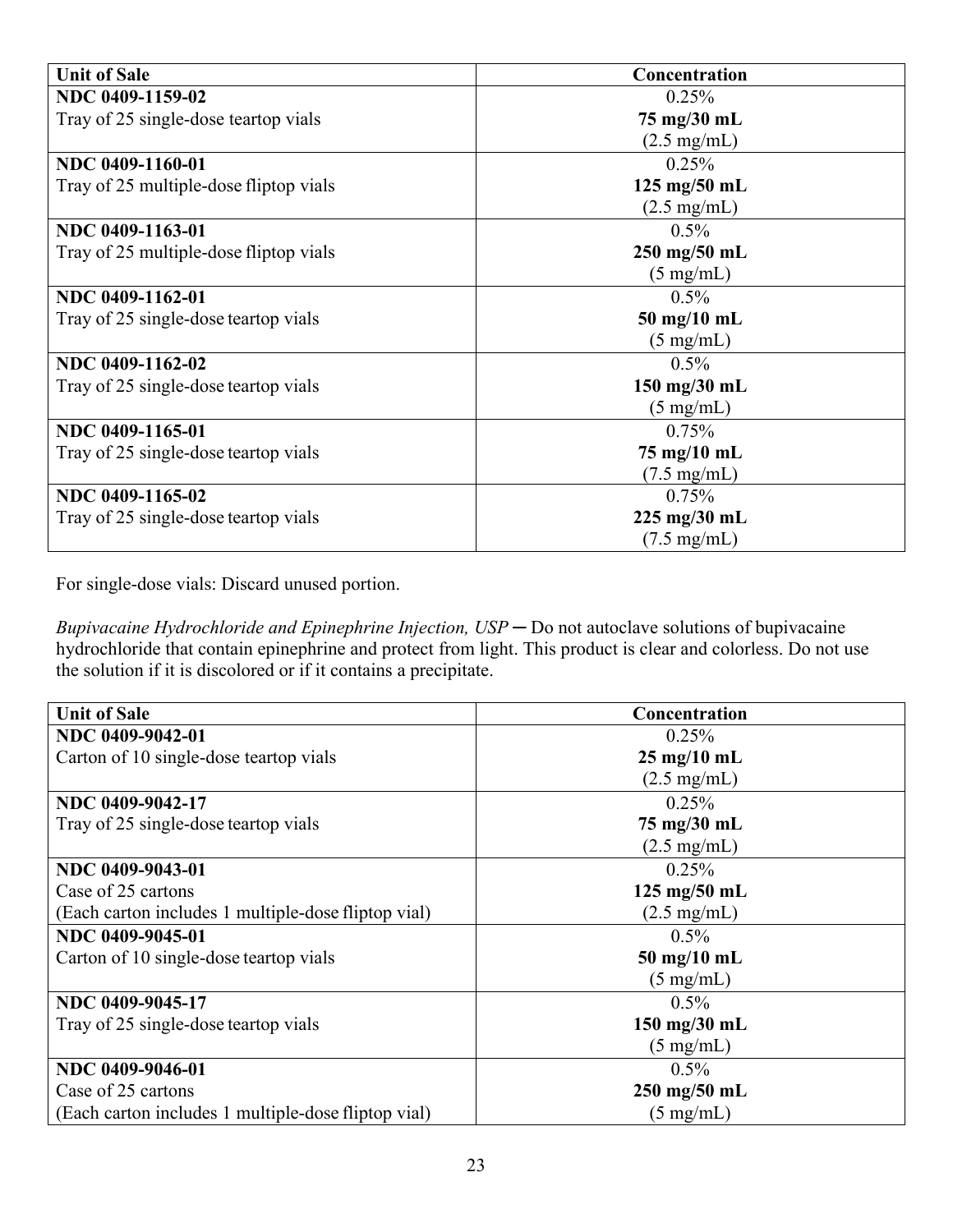| Unit of Sale | Concentration |
|---|---|
| **NDC 0409-1159-02**<br>Tray of 25 single-dose teartop vials | 0.25%<br>**75 mg/30 mL**<br>(2.5 mg/mL) |
| **NDC 0409-1160-01**<br>Tray of 25 multiple-dose fliptop vials | 0.25%<br>**125 mg/50 mL**<br>(2.5 mg/mL) |
| **NDC 0409-1163-01**<br>Tray of 25 multiple-dose fliptop vials | 0.5%<br>**250 mg/50 mL**<br>(5 mg/mL) |
| **NDC 0409-1162-01**<br>Tray of 25 single-dose teartop vials | 0.5%<br>**50 mg/10 mL**<br>(5 mg/mL) |
| **NDC 0409-1162-02**<br>Tray of 25 single-dose teartop vials | 0.5%<br>**150 mg/30 mL**<br>(5 mg/mL) |
| **NDC 0409-1165-01**<br>Tray of 25 single-dose teartop vials | 0.75%<br>**75 mg/10 mL**<br>(7.5 mg/mL) |
| **NDC 0409-1165-02**<br>Tray of 25 single-dose teartop vials | 0.75%<br>**225 mg/30 mL**<br>(7.5 mg/mL) |

For single-dose vials: Discard unused portion.

*Bupivacaine Hydrochloride and Epinephrine Injection, USP* ─ Do not autoclave solutions of bupivacaine hydrochloride that contain epinephrine and protect from light. This product is clear and colorless. Do not use the solution if it is discolored or if it contains a precipitate.

| Unit of Sale | Concentration |
|---|---|
| **NDC 0409-9042-01**<br>Carton of 10 single-dose teartop vials | 0.25%<br>**25 mg/10 mL**<br>(2.5 mg/mL) |
| **NDC 0409-9042-17**<br>Tray of 25 single-dose teartop vials | 0.25%<br>**75 mg/30 mL**<br>(2.5 mg/mL) |
| **NDC 0409-9043-01**<br>Case of 25 cartons<br>(Each carton includes 1 multiple-dose fliptop vial) | 0.25%<br>**125 mg/50 mL**<br>(2.5 mg/mL) |
| **NDC 0409-9045-01**<br>Carton of 10 single-dose teartop vials | 0.5%<br>**50 mg/10 mL**<br>(5 mg/mL) |
| **NDC 0409-9045-17**<br>Tray of 25 single-dose teartop vials | 0.5%<br>**150 mg/30 mL**<br>(5 mg/mL) |
| **NDC 0409-9046-01**<br>Case of 25 cartons<br>(Each carton includes 1 multiple-dose fliptop vial) | 0.5%<br>**250 mg/50 mL**<br>(5 mg/mL) |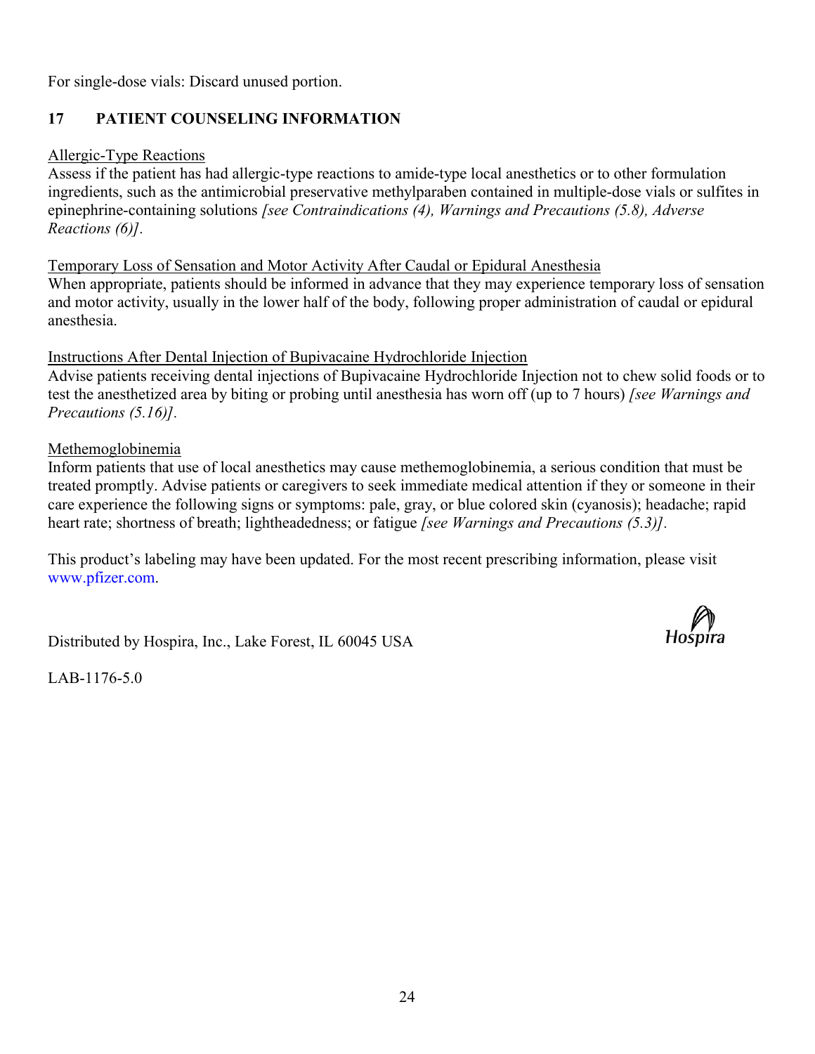For single-dose vials: Discard unused portion.

## 17 PATIENT COUNSELING INFORMATION

Allergic-Type Reactions

Assess if the patient has had allergic-type reactions to amide-type local anesthetics or to other formulation ingredients, such as the antimicrobial preservative methylparaben contained in multiple-dose vials or sulfites in epinephrine-containing solutions *[see Contraindications (4), Warnings and Precautions (5.8), Adverse Reactions (6)].*

Temporary Loss of Sensation and Motor Activity After Caudal or Epidural Anesthesia

When appropriate, patients should be informed in advance that they may experience temporary loss of sensation and motor activity, usually in the lower half of the body, following proper administration of caudal or epidural anesthesia.

Instructions After Dental Injection of Bupivacaine Hydrochloride Injection

Advise patients receiving dental injections of Bupivacaine Hydrochloride Injection not to chew solid foods or to test the anesthetized area by biting or probing until anesthesia has worn off (up to 7 hours) *[see Warnings and Precautions (5.16)].*

Methemoglobinemia

Inform patients that use of local anesthetics may cause methemoglobinemia, a serious condition that must be treated promptly. Advise patients or caregivers to seek immediate medical attention if they or someone in their care experience the following signs or symptoms: pale, gray, or blue colored skin (cyanosis); headache; rapid heart rate; shortness of breath; lightheadedness; or fatigue *[see Warnings and Precautions (5.3)].*

This product's labeling may have been updated. For the most recent prescribing information, please visit www.pfizer.com.

Distributed by Hospira, Inc., Lake Forest, IL 60045 USA

Hospira

LAB-1176-5.0